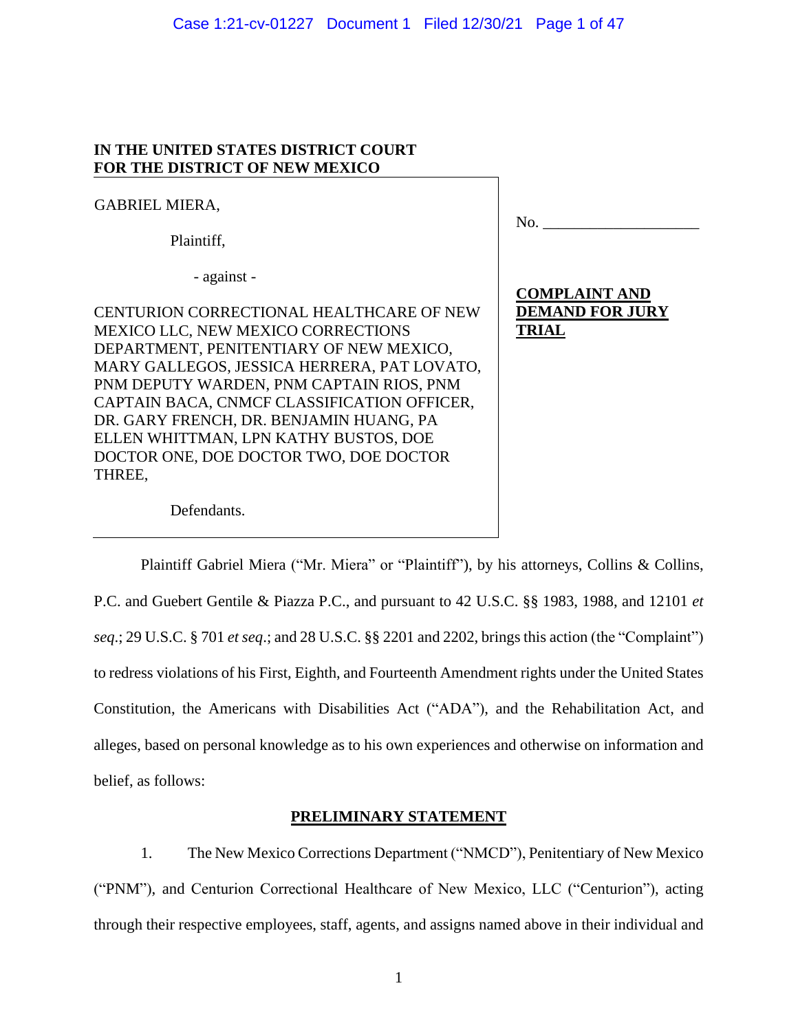**IN THE UNITED STATES DISTRICT COURT**
**FOR THE DISTRICT OF NEW MEXICO**

GABRIEL MIERA,

Plaintiff,

- against -

CENTURION CORRECTIONAL HEALTHCARE OF NEW MEXICO LLC, NEW MEXICO CORRECTIONS DEPARTMENT, PENITENTIARY OF NEW MEXICO, MARY GALLEGOS, JESSICA HERRERA, PAT LOVATO, PNM DEPUTY WARDEN, PNM CAPTAIN RIOS, PNM CAPTAIN BACA, CNMCF CLASSIFICATION OFFICER, DR. GARY FRENCH, DR. BENJAMIN HUANG, PA ELLEN WHITTMAN, LPN KATHY BUSTOS, DOE DOCTOR ONE, DOE DOCTOR TWO, DOE DOCTOR THREE,

Defendants.

No. ____________________

**COMPLAINT AND DEMAND FOR JURY TRIAL**

Plaintiff Gabriel Miera ("Mr. Miera" or "Plaintiff"), by his attorneys, Collins & Collins, P.C. and Guebert Gentile & Piazza P.C., and pursuant to 42 U.S.C. §§ 1983, 1988, and 12101 *et seq*.; 29 U.S.C. § 701 *et seq*.; and 28 U.S.C. §§ 2201 and 2202, brings this action (the "Complaint") to redress violations of his First, Eighth, and Fourteenth Amendment rights under the United States Constitution, the Americans with Disabilities Act ("ADA"), and the Rehabilitation Act, and alleges, based on personal knowledge as to his own experiences and otherwise on information and belief, as follows:

## PRELIMINARY STATEMENT

1. The New Mexico Corrections Department ("NMCD"), Penitentiary of New Mexico ("PNM"), and Centurion Correctional Healthcare of New Mexico, LLC ("Centurion"), acting through their respective employees, staff, agents, and assigns named above in their individual and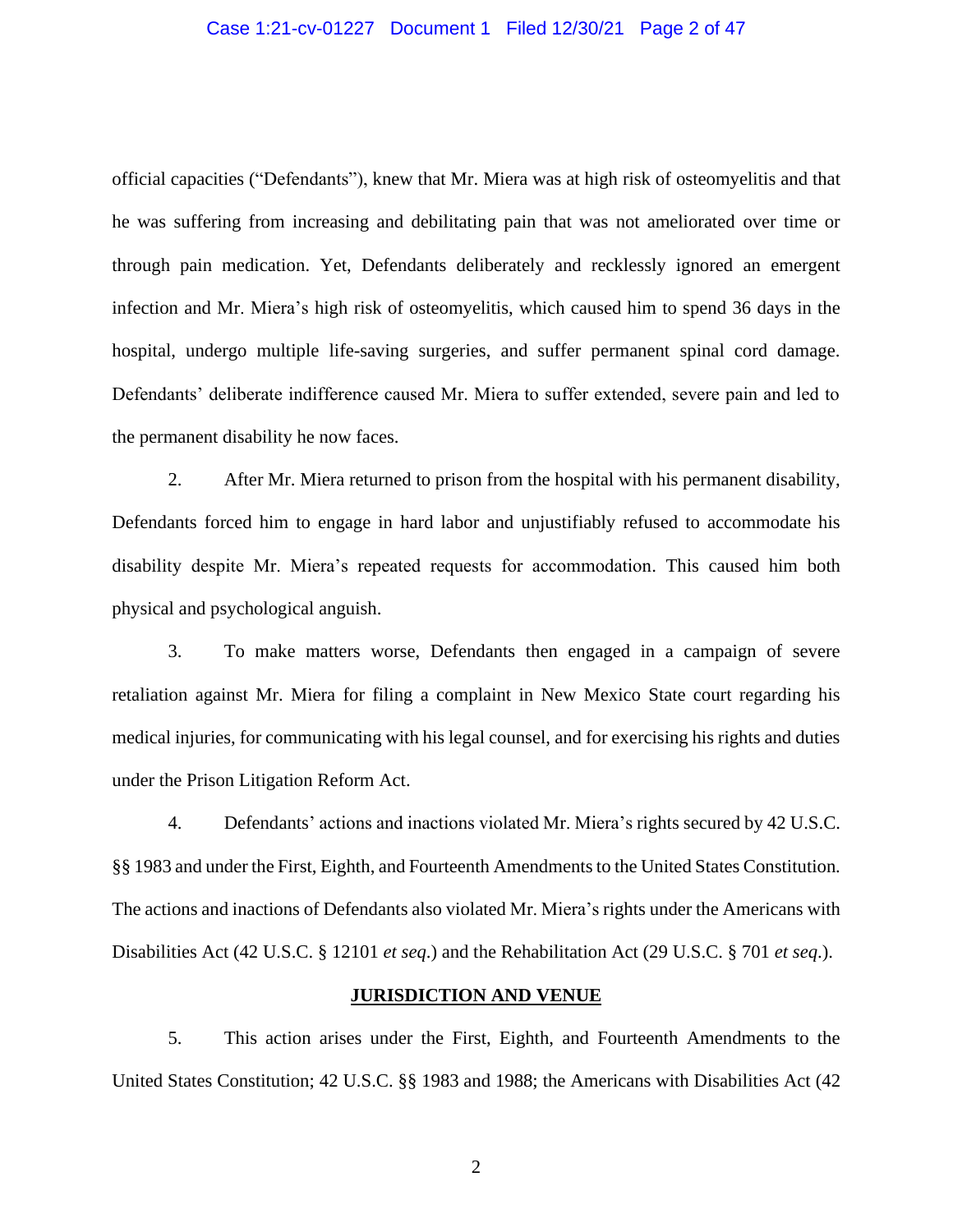official capacities ("Defendants"), knew that Mr. Miera was at high risk of osteomyelitis and that he was suffering from increasing and debilitating pain that was not ameliorated over time or through pain medication. Yet, Defendants deliberately and recklessly ignored an emergent infection and Mr. Miera's high risk of osteomyelitis, which caused him to spend 36 days in the hospital, undergo multiple life-saving surgeries, and suffer permanent spinal cord damage. Defendants' deliberate indifference caused Mr. Miera to suffer extended, severe pain and led to the permanent disability he now faces.

2. After Mr. Miera returned to prison from the hospital with his permanent disability, Defendants forced him to engage in hard labor and unjustifiably refused to accommodate his disability despite Mr. Miera's repeated requests for accommodation. This caused him both physical and psychological anguish.

3. To make matters worse, Defendants then engaged in a campaign of severe retaliation against Mr. Miera for filing a complaint in New Mexico State court regarding his medical injuries, for communicating with his legal counsel, and for exercising his rights and duties under the Prison Litigation Reform Act.

4. Defendants' actions and inactions violated Mr. Miera's rights secured by 42 U.S.C. §§ 1983 and under the First, Eighth, and Fourteenth Amendments to the United States Constitution. The actions and inactions of Defendants also violated Mr. Miera's rights under the Americans with Disabilities Act (42 U.S.C. § 12101 *et seq.*) and the Rehabilitation Act (29 U.S.C. § 701 *et seq.*).

## JURISDICTION AND VENUE

5. This action arises under the First, Eighth, and Fourteenth Amendments to the United States Constitution; 42 U.S.C. §§ 1983 and 1988; the Americans with Disabilities Act (42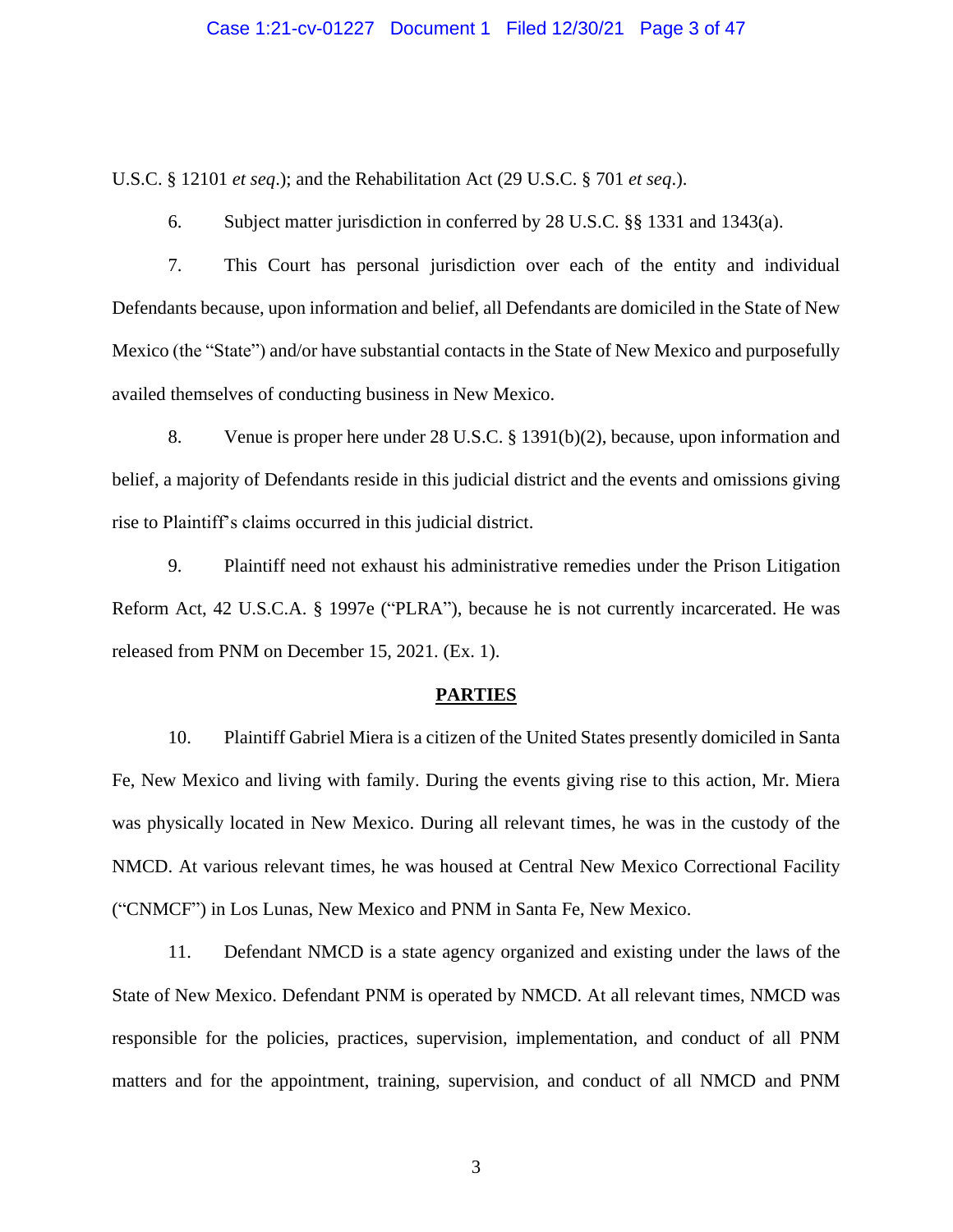U.S.C. § 12101 *et seq*.); and the Rehabilitation Act (29 U.S.C. § 701 *et seq*.).

6. Subject matter jurisdiction in conferred by 28 U.S.C. §§ 1331 and 1343(a).

7. This Court has personal jurisdiction over each of the entity and individual Defendants because, upon information and belief, all Defendants are domiciled in the State of New Mexico (the "State") and/or have substantial contacts in the State of New Mexico and purposefully availed themselves of conducting business in New Mexico.

8. Venue is proper here under 28 U.S.C. § 1391(b)(2), because, upon information and belief, a majority of Defendants reside in this judicial district and the events and omissions giving rise to Plaintiff's claims occurred in this judicial district.

9. Plaintiff need not exhaust his administrative remedies under the Prison Litigation Reform Act, 42 U.S.C.A. § 1997e ("PLRA"), because he is not currently incarcerated. He was released from PNM on December 15, 2021. (Ex. 1).

## PARTIES

10. Plaintiff Gabriel Miera is a citizen of the United States presently domiciled in Santa Fe, New Mexico and living with family. During the events giving rise to this action, Mr. Miera was physically located in New Mexico. During all relevant times, he was in the custody of the NMCD. At various relevant times, he was housed at Central New Mexico Correctional Facility ("CNMCF") in Los Lunas, New Mexico and PNM in Santa Fe, New Mexico.

11. Defendant NMCD is a state agency organized and existing under the laws of the State of New Mexico. Defendant PNM is operated by NMCD. At all relevant times, NMCD was responsible for the policies, practices, supervision, implementation, and conduct of all PNM matters and for the appointment, training, supervision, and conduct of all NMCD and PNM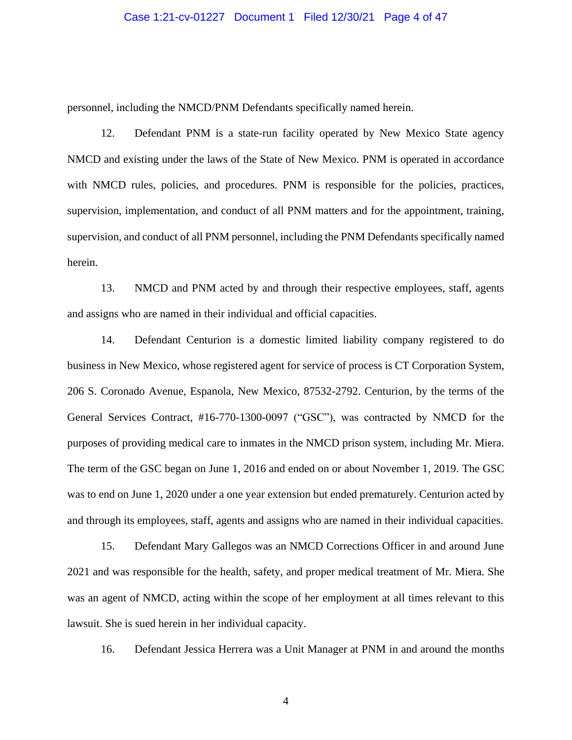personnel, including the NMCD/PNM Defendants specifically named herein.

12. Defendant PNM is a state-run facility operated by New Mexico State agency NMCD and existing under the laws of the State of New Mexico. PNM is operated in accordance with NMCD rules, policies, and procedures. PNM is responsible for the policies, practices, supervision, implementation, and conduct of all PNM matters and for the appointment, training, supervision, and conduct of all PNM personnel, including the PNM Defendants specifically named herein.

13. NMCD and PNM acted by and through their respective employees, staff, agents and assigns who are named in their individual and official capacities.

14. Defendant Centurion is a domestic limited liability company registered to do business in New Mexico, whose registered agent for service of process is CT Corporation System, 206 S. Coronado Avenue, Espanola, New Mexico, 87532-2792. Centurion, by the terms of the General Services Contract, #16-770-1300-0097 ("GSC"), was contracted by NMCD for the purposes of providing medical care to inmates in the NMCD prison system, including Mr. Miera. The term of the GSC began on June 1, 2016 and ended on or about November 1, 2019. The GSC was to end on June 1, 2020 under a one year extension but ended prematurely. Centurion acted by and through its employees, staff, agents and assigns who are named in their individual capacities.

15. Defendant Mary Gallegos was an NMCD Corrections Officer in and around June 2021 and was responsible for the health, safety, and proper medical treatment of Mr. Miera. She was an agent of NMCD, acting within the scope of her employment at all times relevant to this lawsuit. She is sued herein in her individual capacity.

16. Defendant Jessica Herrera was a Unit Manager at PNM in and around the months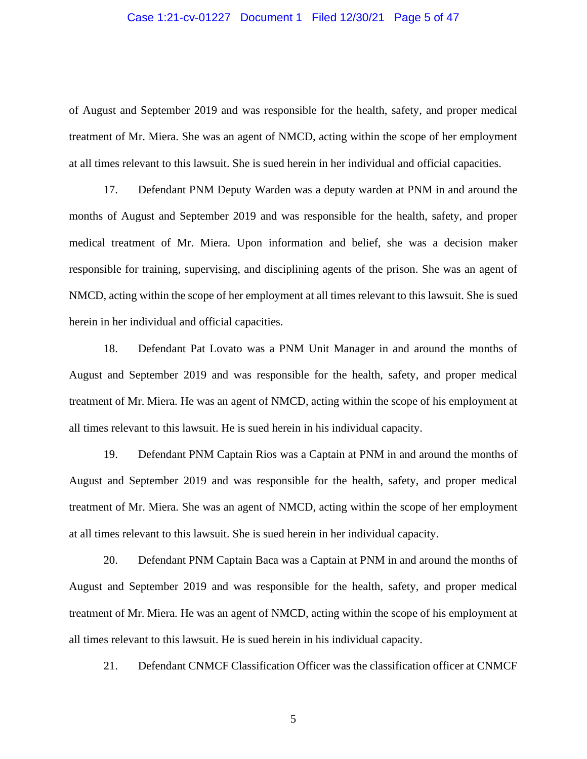of August and September 2019 and was responsible for the health, safety, and proper medical treatment of Mr. Miera. She was an agent of NMCD, acting within the scope of her employment at all times relevant to this lawsuit. She is sued herein in her individual and official capacities.

17. Defendant PNM Deputy Warden was a deputy warden at PNM in and around the months of August and September 2019 and was responsible for the health, safety, and proper medical treatment of Mr. Miera. Upon information and belief, she was a decision maker responsible for training, supervising, and disciplining agents of the prison. She was an agent of NMCD, acting within the scope of her employment at all times relevant to this lawsuit. She is sued herein in her individual and official capacities.

18. Defendant Pat Lovato was a PNM Unit Manager in and around the months of August and September 2019 and was responsible for the health, safety, and proper medical treatment of Mr. Miera. He was an agent of NMCD, acting within the scope of his employment at all times relevant to this lawsuit. He is sued herein in his individual capacity.

19. Defendant PNM Captain Rios was a Captain at PNM in and around the months of August and September 2019 and was responsible for the health, safety, and proper medical treatment of Mr. Miera. She was an agent of NMCD, acting within the scope of her employment at all times relevant to this lawsuit. She is sued herein in her individual capacity.

20. Defendant PNM Captain Baca was a Captain at PNM in and around the months of August and September 2019 and was responsible for the health, safety, and proper medical treatment of Mr. Miera. He was an agent of NMCD, acting within the scope of his employment at all times relevant to this lawsuit. He is sued herein in his individual capacity.

21. Defendant CNMCF Classification Officer was the classification officer at CNMCF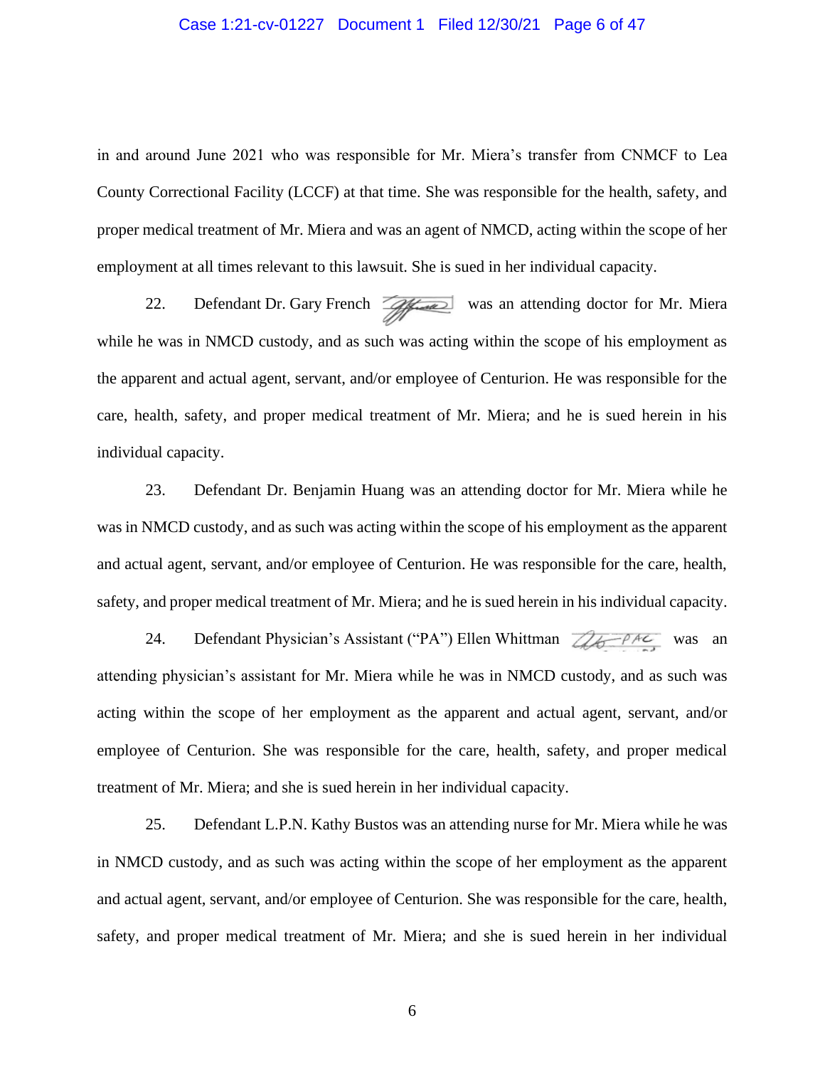in and around June 2021 who was responsible for Mr. Miera's transfer from CNMCF to Lea County Correctional Facility (LCCF) at that time. She was responsible for the health, safety, and proper medical treatment of Mr. Miera and was an agent of NMCD, acting within the scope of her employment at all times relevant to this lawsuit. She is sued in her individual capacity.

22. Defendant Dr. Gary French was an attending doctor for Mr. Miera while he was in NMCD custody, and as such was acting within the scope of his employment as the apparent and actual agent, servant, and/or employee of Centurion. He was responsible for the care, health, safety, and proper medical treatment of Mr. Miera; and he is sued herein in his individual capacity.

23. Defendant Dr. Benjamin Huang was an attending doctor for Mr. Miera while he was in NMCD custody, and as such was acting within the scope of his employment as the apparent and actual agent, servant, and/or employee of Centurion. He was responsible for the care, health, safety, and proper medical treatment of Mr. Miera; and he is sued herein in his individual capacity.

24. Defendant Physician's Assistant ("PA") Ellen Whittman was an attending physician's assistant for Mr. Miera while he was in NMCD custody, and as such was acting within the scope of her employment as the apparent and actual agent, servant, and/or employee of Centurion. She was responsible for the care, health, safety, and proper medical treatment of Mr. Miera; and she is sued herein in her individual capacity.

25. Defendant L.P.N. Kathy Bustos was an attending nurse for Mr. Miera while he was in NMCD custody, and as such was acting within the scope of her employment as the apparent and actual agent, servant, and/or employee of Centurion. She was responsible for the care, health, safety, and proper medical treatment of Mr. Miera; and she is sued herein in her individual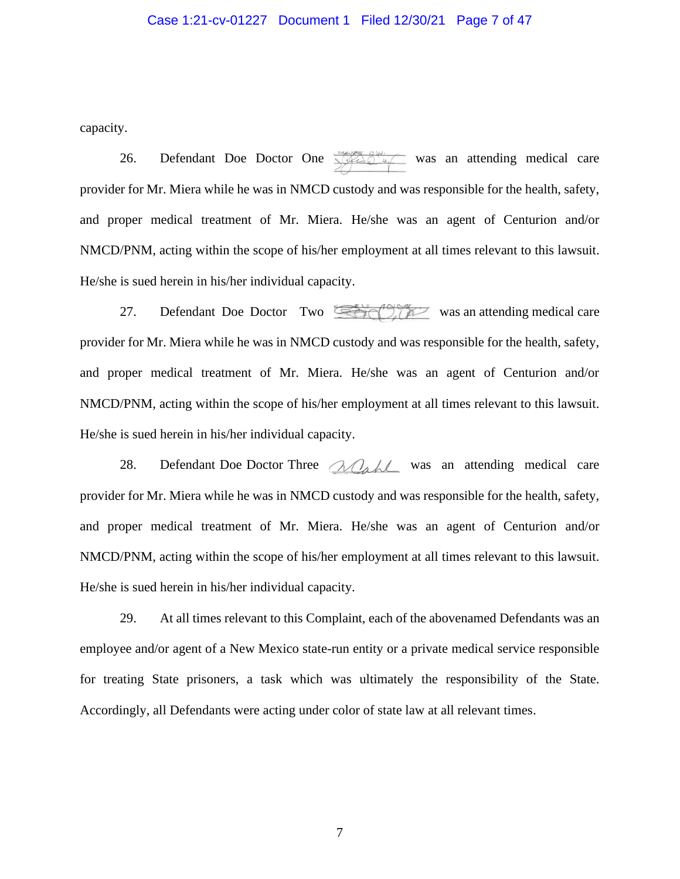capacity.

26. Defendant Doe Doctor One [signature] was an attending medical care provider for Mr. Miera while he was in NMCD custody and was responsible for the health, safety, and proper medical treatment of Mr. Miera. He/she was an agent of Centurion and/or NMCD/PNM, acting within the scope of his/her employment at all times relevant to this lawsuit. He/she is sued herein in his/her individual capacity.

27. Defendant Doe Doctor Two [signature] was an attending medical care provider for Mr. Miera while he was in NMCD custody and was responsible for the health, safety, and proper medical treatment of Mr. Miera. He/she was an agent of Centurion and/or NMCD/PNM, acting within the scope of his/her employment at all times relevant to this lawsuit. He/she is sued herein in his/her individual capacity.

28. Defendant Doe Doctor Three [signature] was an attending medical care provider for Mr. Miera while he was in NMCD custody and was responsible for the health, safety, and proper medical treatment of Mr. Miera. He/she was an agent of Centurion and/or NMCD/PNM, acting within the scope of his/her employment at all times relevant to this lawsuit. He/she is sued herein in his/her individual capacity.

29. At all times relevant to this Complaint, each of the abovenamed Defendants was an employee and/or agent of a New Mexico state-run entity or a private medical service responsible for treating State prisoners, a task which was ultimately the responsibility of the State. Accordingly, all Defendants were acting under color of state law at all relevant times.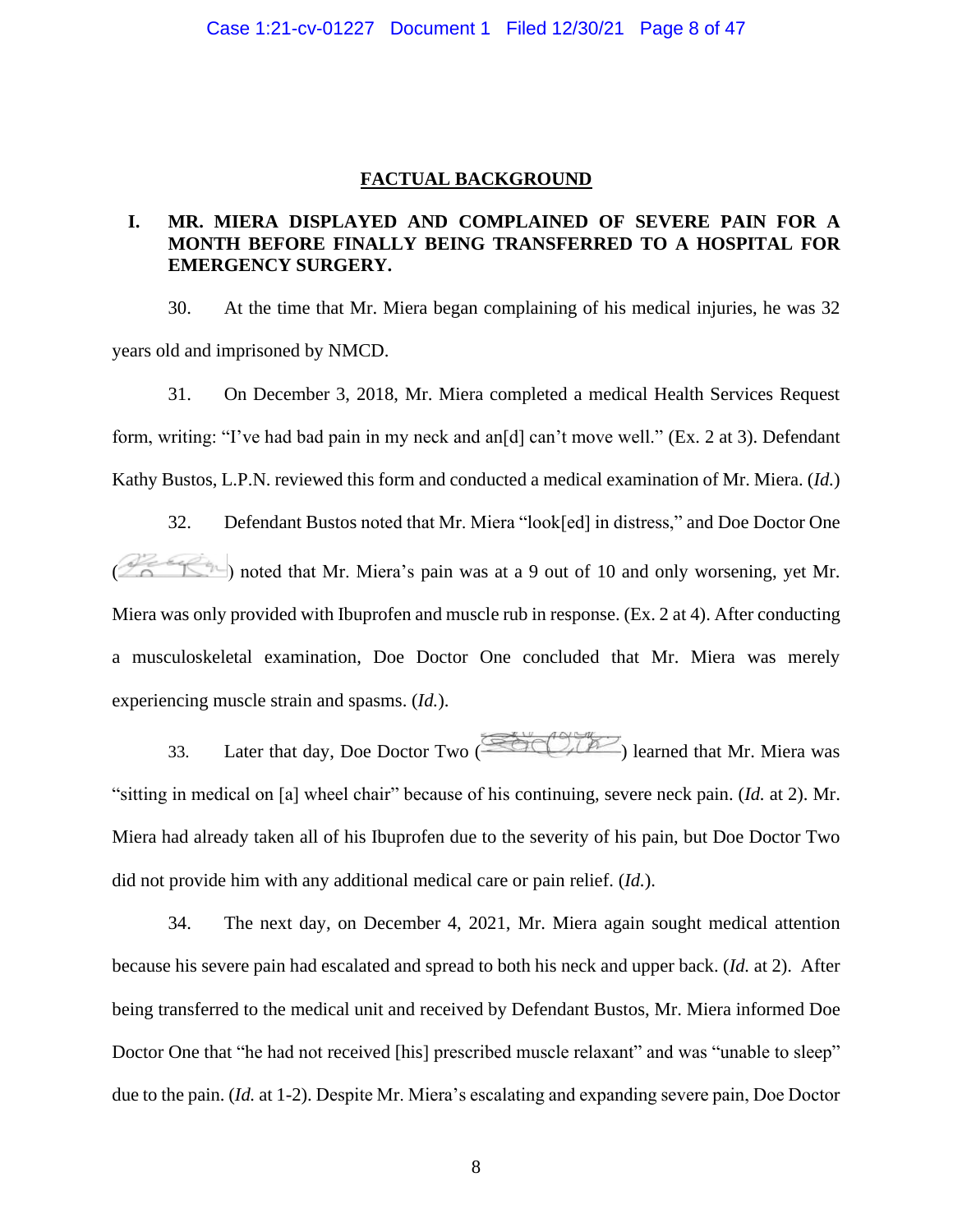## FACTUAL BACKGROUND

### I. MR. MIERA DISPLAYED AND COMPLAINED OF SEVERE PAIN FOR A MONTH BEFORE FINALLY BEING TRANSFERRED TO A HOSPITAL FOR EMERGENCY SURGERY.

30. At the time that Mr. Miera began complaining of his medical injuries, he was 32 years old and imprisoned by NMCD.

31. On December 3, 2018, Mr. Miera completed a medical Health Services Request form, writing: "I've had bad pain in my neck and an[d] can't move well." (Ex. 2 at 3). Defendant Kathy Bustos, L.P.N. reviewed this form and conducted a medical examination of Mr. Miera. (*Id.*)

32. Defendant Bustos noted that Mr. Miera "look[ed] in distress," and Doe Doctor One ( ) noted that Mr. Miera's pain was at a 9 out of 10 and only worsening, yet Mr. Miera was only provided with Ibuprofen and muscle rub in response. (Ex. 2 at 4). After conducting a musculoskeletal examination, Doe Doctor One concluded that Mr. Miera was merely experiencing muscle strain and spasms. (*Id.*).

33. Later that day, Doe Doctor Two ( ) learned that Mr. Miera was "sitting in medical on [a] wheel chair" because of his continuing, severe neck pain. (*Id.* at 2). Mr. Miera had already taken all of his Ibuprofen due to the severity of his pain, but Doe Doctor Two did not provide him with any additional medical care or pain relief. (*Id.*).

34. The next day, on December 4, 2021, Mr. Miera again sought medical attention because his severe pain had escalated and spread to both his neck and upper back. (*Id.* at 2). After being transferred to the medical unit and received by Defendant Bustos, Mr. Miera informed Doe Doctor One that "he had not received [his] prescribed muscle relaxant" and was "unable to sleep" due to the pain. (*Id.* at 1-2). Despite Mr. Miera's escalating and expanding severe pain, Doe Doctor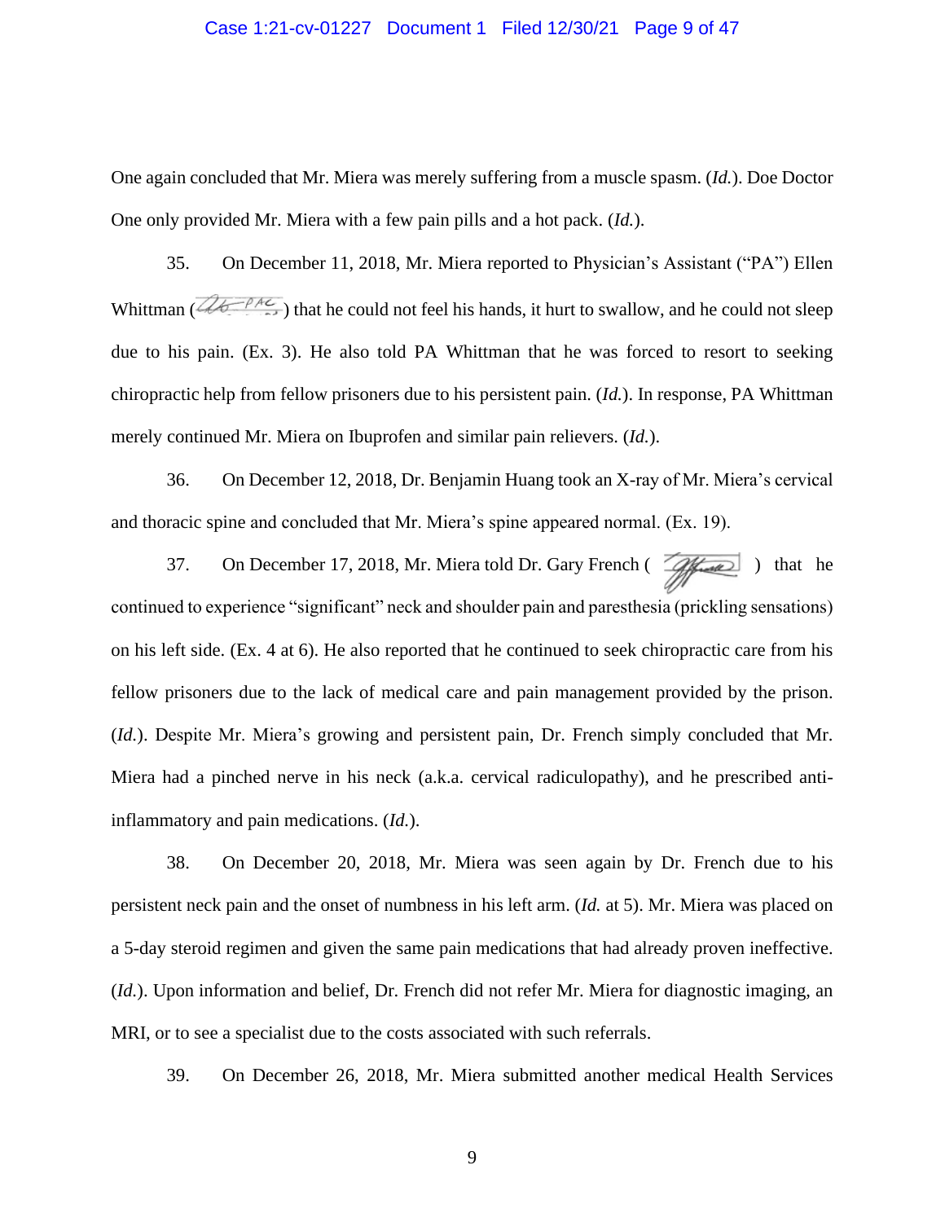One again concluded that Mr. Miera was merely suffering from a muscle spasm. (*Id.*). Doe Doctor One only provided Mr. Miera with a few pain pills and a hot pack. (*Id.*).

35. On December 11, 2018, Mr. Miera reported to Physician's Assistant ("PA") Ellen Whittman ( ) that he could not feel his hands, it hurt to swallow, and he could not sleep due to his pain. (Ex. 3). He also told PA Whittman that he was forced to resort to seeking chiropractic help from fellow prisoners due to his persistent pain. (*Id.*). In response, PA Whittman merely continued Mr. Miera on Ibuprofen and similar pain relievers. (*Id.*).

36. On December 12, 2018, Dr. Benjamin Huang took an X-ray of Mr. Miera's cervical and thoracic spine and concluded that Mr. Miera's spine appeared normal. (Ex. 19).

37. On December 17, 2018, Mr. Miera told Dr. Gary French ( ) that he continued to experience "significant" neck and shoulder pain and paresthesia (prickling sensations) on his left side. (Ex. 4 at 6). He also reported that he continued to seek chiropractic care from his fellow prisoners due to the lack of medical care and pain management provided by the prison. (*Id.*). Despite Mr. Miera's growing and persistent pain, Dr. French simply concluded that Mr. Miera had a pinched nerve in his neck (a.k.a. cervical radiculopathy), and he prescribed anti-inflammatory and pain medications. (*Id.*).

38. On December 20, 2018, Mr. Miera was seen again by Dr. French due to his persistent neck pain and the onset of numbness in his left arm. (*Id.* at 5). Mr. Miera was placed on a 5-day steroid regimen and given the same pain medications that had already proven ineffective. (*Id.*). Upon information and belief, Dr. French did not refer Mr. Miera for diagnostic imaging, an MRI, or to see a specialist due to the costs associated with such referrals.

39. On December 26, 2018, Mr. Miera submitted another medical Health Services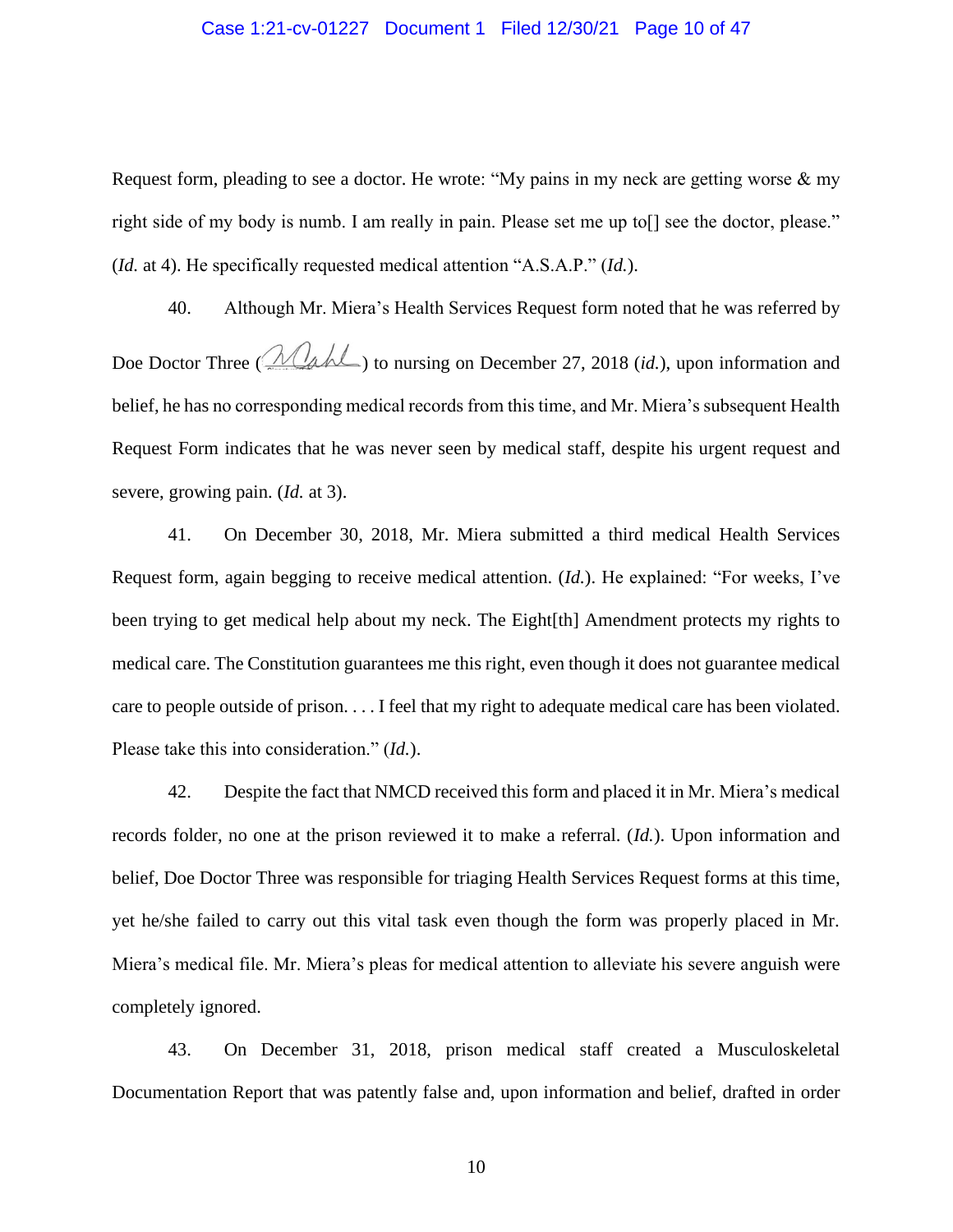Request form, pleading to see a doctor. He wrote: "My pains in my neck are getting worse & my right side of my body is numb. I am really in pain. Please set me up to[] see the doctor, please." (*Id.* at 4). He specifically requested medical attention "A.S.A.P." (*Id.*).

40. Although Mr. Miera's Health Services Request form noted that he was referred by Doe Doctor Three ( ) to nursing on December 27, 2018 (*id.*), upon information and belief, he has no corresponding medical records from this time, and Mr. Miera's subsequent Health Request Form indicates that he was never seen by medical staff, despite his urgent request and severe, growing pain. (*Id.* at 3).

41. On December 30, 2018, Mr. Miera submitted a third medical Health Services Request form, again begging to receive medical attention. (*Id.*). He explained: "For weeks, I've been trying to get medical help about my neck. The Eight[th] Amendment protects my rights to medical care. The Constitution guarantees me this right, even though it does not guarantee medical care to people outside of prison. . . . I feel that my right to adequate medical care has been violated. Please take this into consideration." (*Id.*).

42. Despite the fact that NMCD received this form and placed it in Mr. Miera's medical records folder, no one at the prison reviewed it to make a referral. (*Id.*). Upon information and belief, Doe Doctor Three was responsible for triaging Health Services Request forms at this time, yet he/she failed to carry out this vital task even though the form was properly placed in Mr. Miera's medical file. Mr. Miera's pleas for medical attention to alleviate his severe anguish were completely ignored.

43. On December 31, 2018, prison medical staff created a Musculoskeletal Documentation Report that was patently false and, upon information and belief, drafted in order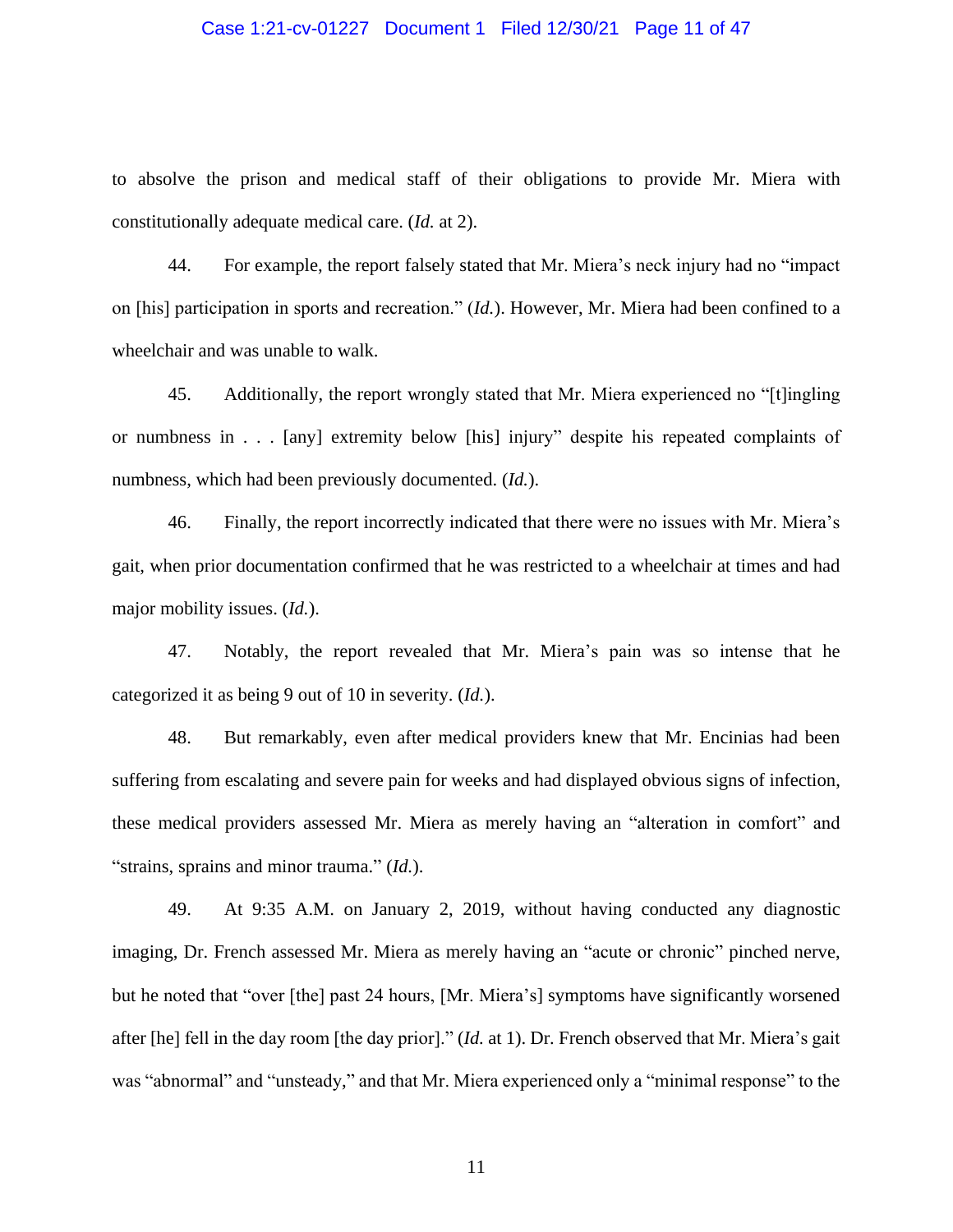to absolve the prison and medical staff of their obligations to provide Mr. Miera with constitutionally adequate medical care. (*Id.* at 2).

44. For example, the report falsely stated that Mr. Miera's neck injury had no "impact on [his] participation in sports and recreation." (*Id.*). However, Mr. Miera had been confined to a wheelchair and was unable to walk.

45. Additionally, the report wrongly stated that Mr. Miera experienced no "[t]ingling or numbness in . . . [any] extremity below [his] injury" despite his repeated complaints of numbness, which had been previously documented. (*Id.*).

46. Finally, the report incorrectly indicated that there were no issues with Mr. Miera's gait, when prior documentation confirmed that he was restricted to a wheelchair at times and had major mobility issues. (*Id.*).

47. Notably, the report revealed that Mr. Miera's pain was so intense that he categorized it as being 9 out of 10 in severity. (*Id.*).

48. But remarkably, even after medical providers knew that Mr. Encinias had been suffering from escalating and severe pain for weeks and had displayed obvious signs of infection, these medical providers assessed Mr. Miera as merely having an "alteration in comfort" and "strains, sprains and minor trauma." (*Id.*).

49. At 9:35 A.M. on January 2, 2019, without having conducted any diagnostic imaging, Dr. French assessed Mr. Miera as merely having an "acute or chronic" pinched nerve, but he noted that "over [the] past 24 hours, [Mr. Miera's] symptoms have significantly worsened after [he] fell in the day room [the day prior]." (*Id.* at 1). Dr. French observed that Mr. Miera's gait was "abnormal" and "unsteady," and that Mr. Miera experienced only a "minimal response" to the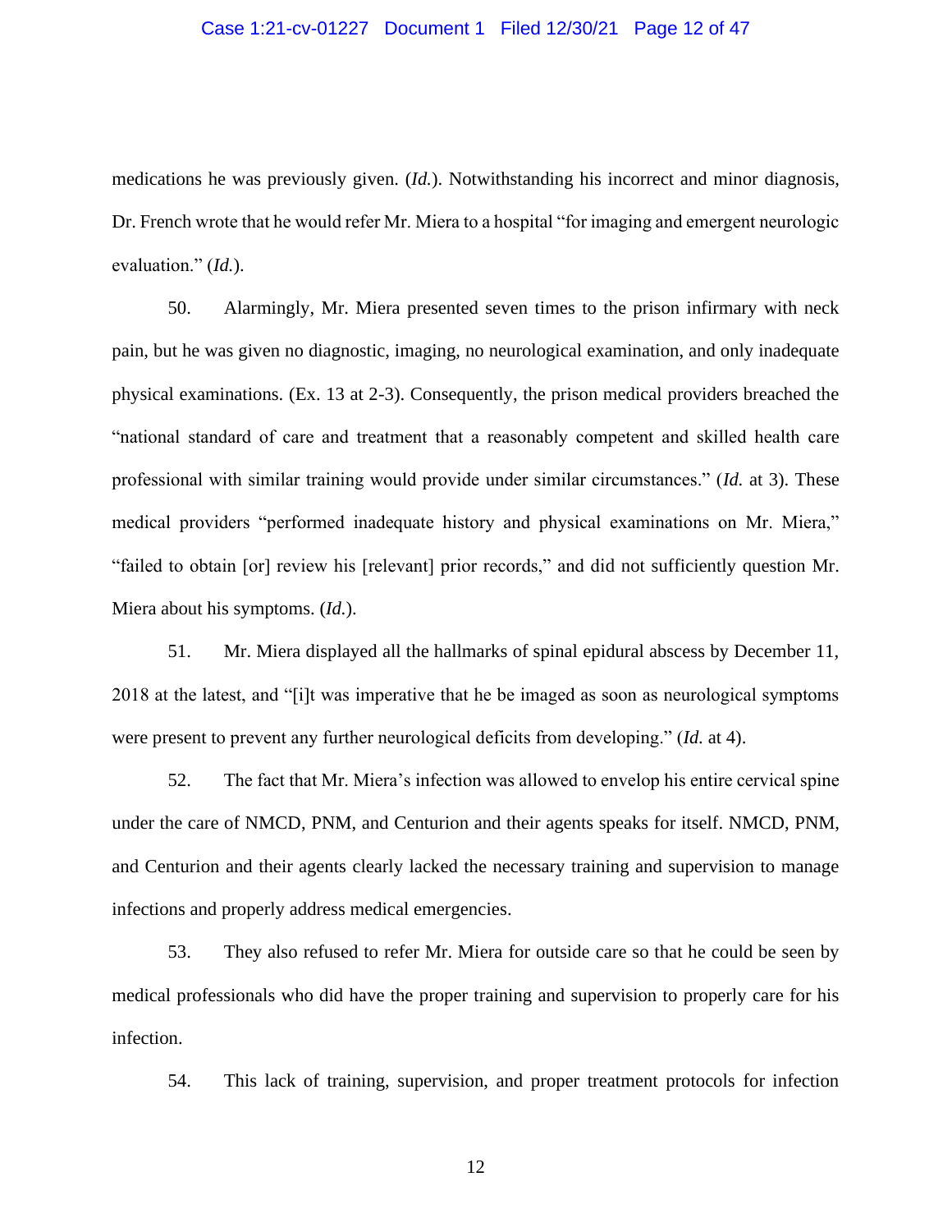medications he was previously given. (*Id.*). Notwithstanding his incorrect and minor diagnosis, Dr. French wrote that he would refer Mr. Miera to a hospital "for imaging and emergent neurologic evaluation." (*Id.*).

50. Alarmingly, Mr. Miera presented seven times to the prison infirmary with neck pain, but he was given no diagnostic, imaging, no neurological examination, and only inadequate physical examinations. (Ex. 13 at 2-3). Consequently, the prison medical providers breached the "national standard of care and treatment that a reasonably competent and skilled health care professional with similar training would provide under similar circumstances." (*Id.* at 3). These medical providers "performed inadequate history and physical examinations on Mr. Miera," "failed to obtain [or] review his [relevant] prior records," and did not sufficiently question Mr. Miera about his symptoms. (*Id.*).

51. Mr. Miera displayed all the hallmarks of spinal epidural abscess by December 11, 2018 at the latest, and "[i]t was imperative that he be imaged as soon as neurological symptoms were present to prevent any further neurological deficits from developing." (*Id.* at 4).

52. The fact that Mr. Miera's infection was allowed to envelop his entire cervical spine under the care of NMCD, PNM, and Centurion and their agents speaks for itself. NMCD, PNM, and Centurion and their agents clearly lacked the necessary training and supervision to manage infections and properly address medical emergencies.

53. They also refused to refer Mr. Miera for outside care so that he could be seen by medical professionals who did have the proper training and supervision to properly care for his infection.

54. This lack of training, supervision, and proper treatment protocols for infection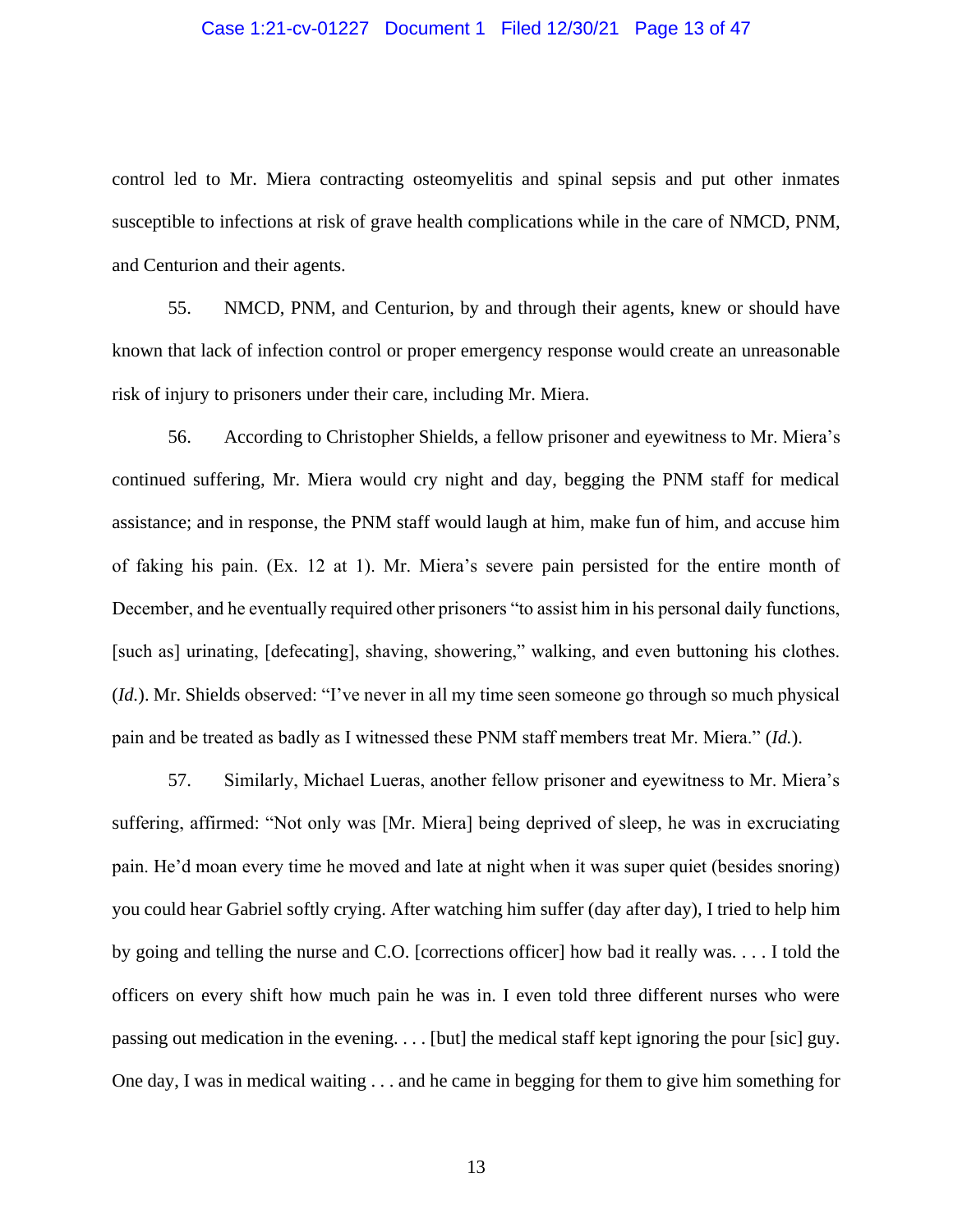control led to Mr. Miera contracting osteomyelitis and spinal sepsis and put other inmates susceptible to infections at risk of grave health complications while in the care of NMCD, PNM, and Centurion and their agents.

55. NMCD, PNM, and Centurion, by and through their agents, knew or should have known that lack of infection control or proper emergency response would create an unreasonable risk of injury to prisoners under their care, including Mr. Miera.

56. According to Christopher Shields, a fellow prisoner and eyewitness to Mr. Miera's continued suffering, Mr. Miera would cry night and day, begging the PNM staff for medical assistance; and in response, the PNM staff would laugh at him, make fun of him, and accuse him of faking his pain. (Ex. 12 at 1). Mr. Miera's severe pain persisted for the entire month of December, and he eventually required other prisoners "to assist him in his personal daily functions, [such as] urinating, [defecating], shaving, showering," walking, and even buttoning his clothes. (*Id.*). Mr. Shields observed: "I've never in all my time seen someone go through so much physical pain and be treated as badly as I witnessed these PNM staff members treat Mr. Miera." (*Id.*).

57. Similarly, Michael Lueras, another fellow prisoner and eyewitness to Mr. Miera's suffering, affirmed: "Not only was [Mr. Miera] being deprived of sleep, he was in excruciating pain. He'd moan every time he moved and late at night when it was super quiet (besides snoring) you could hear Gabriel softly crying. After watching him suffer (day after day), I tried to help him by going and telling the nurse and C.O. [corrections officer] how bad it really was. . . . I told the officers on every shift how much pain he was in. I even told three different nurses who were passing out medication in the evening. . . . [but] the medical staff kept ignoring the pour [sic] guy. One day, I was in medical waiting . . . and he came in begging for them to give him something for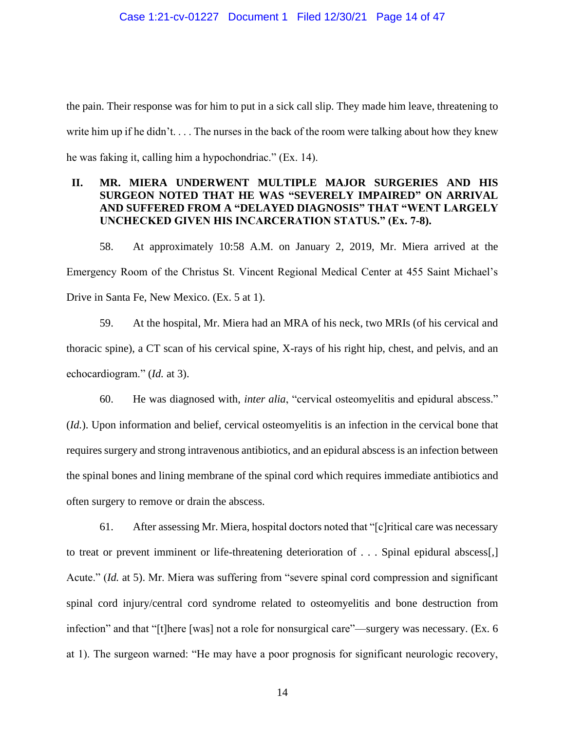the pain. Their response was for him to put in a sick call slip. They made him leave, threatening to write him up if he didn't. . . . The nurses in the back of the room were talking about how they knew he was faking it, calling him a hypochondriac." (Ex. 14).

## II. MR. MIERA UNDERWENT MULTIPLE MAJOR SURGERIES AND HIS SURGEON NOTED THAT HE WAS "SEVERELY IMPAIRED" ON ARRIVAL AND SUFFERED FROM A "DELAYED DIAGNOSIS" THAT "WENT LARGELY UNCHECKED GIVEN HIS INCARCERATION STATUS." (Ex. 7-8).

58. At approximately 10:58 A.M. on January 2, 2019, Mr. Miera arrived at the Emergency Room of the Christus St. Vincent Regional Medical Center at 455 Saint Michael's Drive in Santa Fe, New Mexico. (Ex. 5 at 1).

59. At the hospital, Mr. Miera had an MRA of his neck, two MRIs (of his cervical and thoracic spine), a CT scan of his cervical spine, X-rays of his right hip, chest, and pelvis, and an echocardiogram." (*Id.* at 3).

60. He was diagnosed with, *inter alia*, "cervical osteomyelitis and epidural abscess." (*Id.*). Upon information and belief, cervical osteomyelitis is an infection in the cervical bone that requires surgery and strong intravenous antibiotics, and an epidural abscess is an infection between the spinal bones and lining membrane of the spinal cord which requires immediate antibiotics and often surgery to remove or drain the abscess.

61. After assessing Mr. Miera, hospital doctors noted that "[c]ritical care was necessary to treat or prevent imminent or life-threatening deterioration of . . . Spinal epidural abscess[,] Acute." (*Id.* at 5). Mr. Miera was suffering from "severe spinal cord compression and significant spinal cord injury/central cord syndrome related to osteomyelitis and bone destruction from infection" and that "[t]here [was] not a role for nonsurgical care"—surgery was necessary. (Ex. 6 at 1). The surgeon warned: "He may have a poor prognosis for significant neurologic recovery,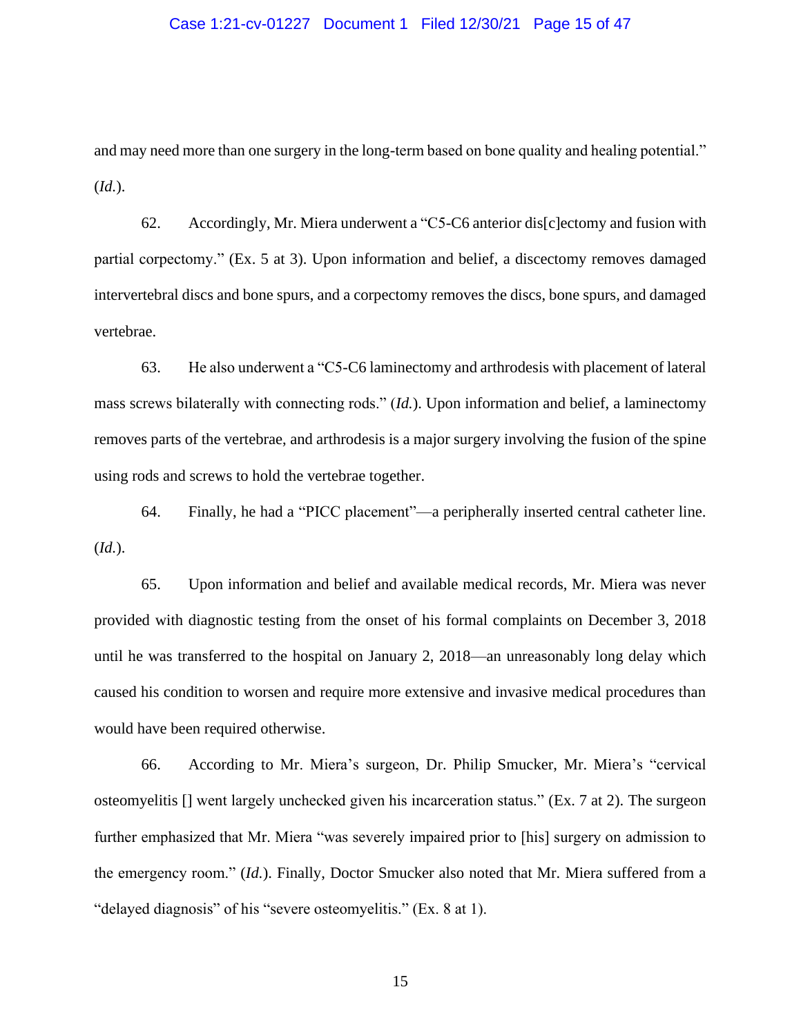and may need more than one surgery in the long-term based on bone quality and healing potential." (*Id.*).

62. Accordingly, Mr. Miera underwent a "C5-C6 anterior dis[c]ectomy and fusion with partial corpectomy." (Ex. 5 at 3). Upon information and belief, a discectomy removes damaged intervertebral discs and bone spurs, and a corpectomy removes the discs, bone spurs, and damaged vertebrae.

63. He also underwent a "C5-C6 laminectomy and arthrodesis with placement of lateral mass screws bilaterally with connecting rods." (*Id.*). Upon information and belief, a laminectomy removes parts of the vertebrae, and arthrodesis is a major surgery involving the fusion of the spine using rods and screws to hold the vertebrae together.

64. Finally, he had a "PICC placement"—a peripherally inserted central catheter line. (*Id.*).

65. Upon information and belief and available medical records, Mr. Miera was never provided with diagnostic testing from the onset of his formal complaints on December 3, 2018 until he was transferred to the hospital on January 2, 2018—an unreasonably long delay which caused his condition to worsen and require more extensive and invasive medical procedures than would have been required otherwise.

66. According to Mr. Miera's surgeon, Dr. Philip Smucker, Mr. Miera's "cervical osteomyelitis [] went largely unchecked given his incarceration status." (Ex. 7 at 2). The surgeon further emphasized that Mr. Miera "was severely impaired prior to [his] surgery on admission to the emergency room." (*Id.*). Finally, Doctor Smucker also noted that Mr. Miera suffered from a "delayed diagnosis" of his "severe osteomyelitis." (Ex. 8 at 1).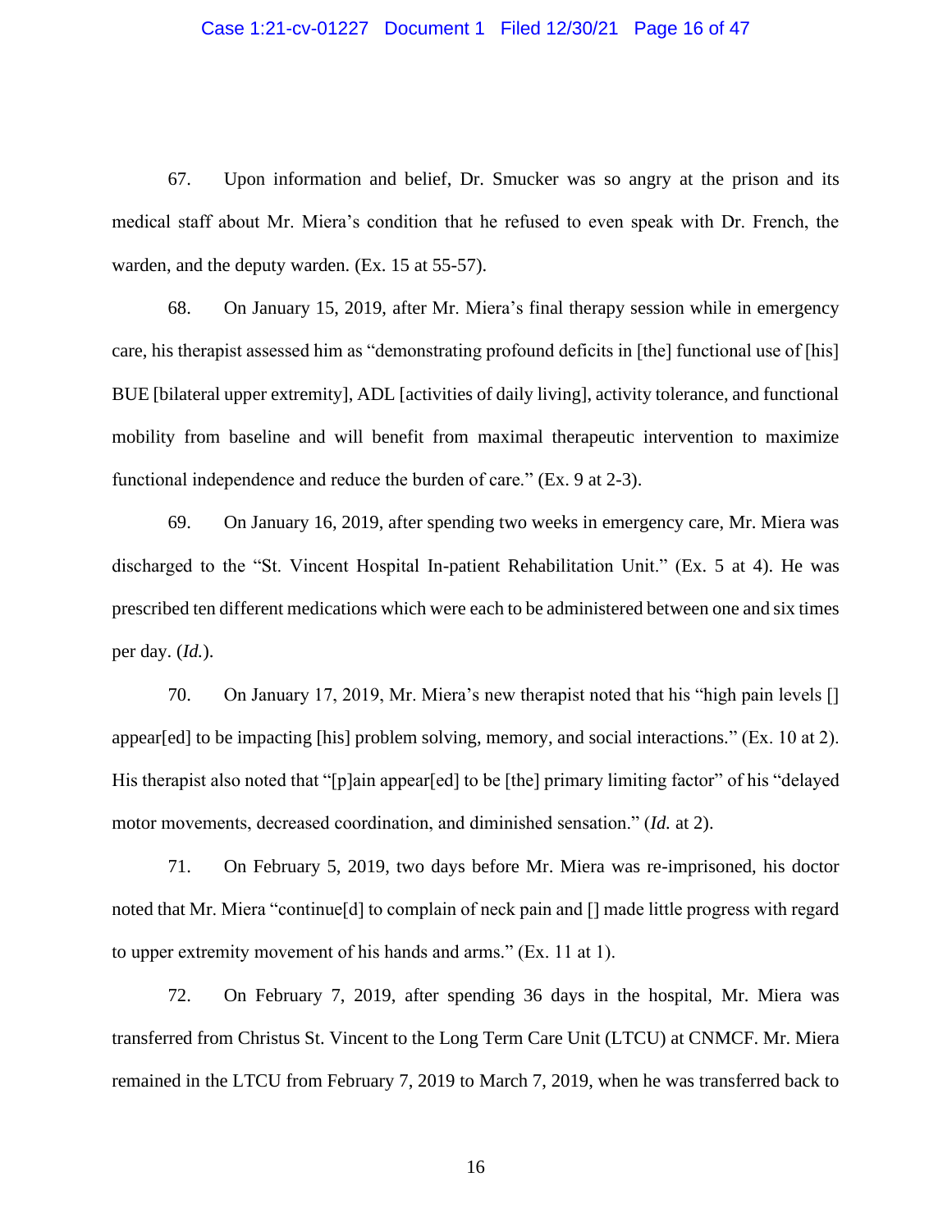67. Upon information and belief, Dr. Smucker was so angry at the prison and its medical staff about Mr. Miera's condition that he refused to even speak with Dr. French, the warden, and the deputy warden. (Ex. 15 at 55-57).

68. On January 15, 2019, after Mr. Miera's final therapy session while in emergency care, his therapist assessed him as "demonstrating profound deficits in [the] functional use of [his] BUE [bilateral upper extremity], ADL [activities of daily living], activity tolerance, and functional mobility from baseline and will benefit from maximal therapeutic intervention to maximize functional independence and reduce the burden of care." (Ex. 9 at 2-3).

69. On January 16, 2019, after spending two weeks in emergency care, Mr. Miera was discharged to the "St. Vincent Hospital In-patient Rehabilitation Unit." (Ex. 5 at 4). He was prescribed ten different medications which were each to be administered between one and six times per day. (*Id.*).

70. On January 17, 2019, Mr. Miera's new therapist noted that his "high pain levels [] appear[ed] to be impacting [his] problem solving, memory, and social interactions." (Ex. 10 at 2). His therapist also noted that "[p]ain appear[ed] to be [the] primary limiting factor" of his "delayed motor movements, decreased coordination, and diminished sensation." (*Id.* at 2).

71. On February 5, 2019, two days before Mr. Miera was re-imprisoned, his doctor noted that Mr. Miera "continue[d] to complain of neck pain and [] made little progress with regard to upper extremity movement of his hands and arms." (Ex. 11 at 1).

72. On February 7, 2019, after spending 36 days in the hospital, Mr. Miera was transferred from Christus St. Vincent to the Long Term Care Unit (LTCU) at CNMCF. Mr. Miera remained in the LTCU from February 7, 2019 to March 7, 2019, when he was transferred back to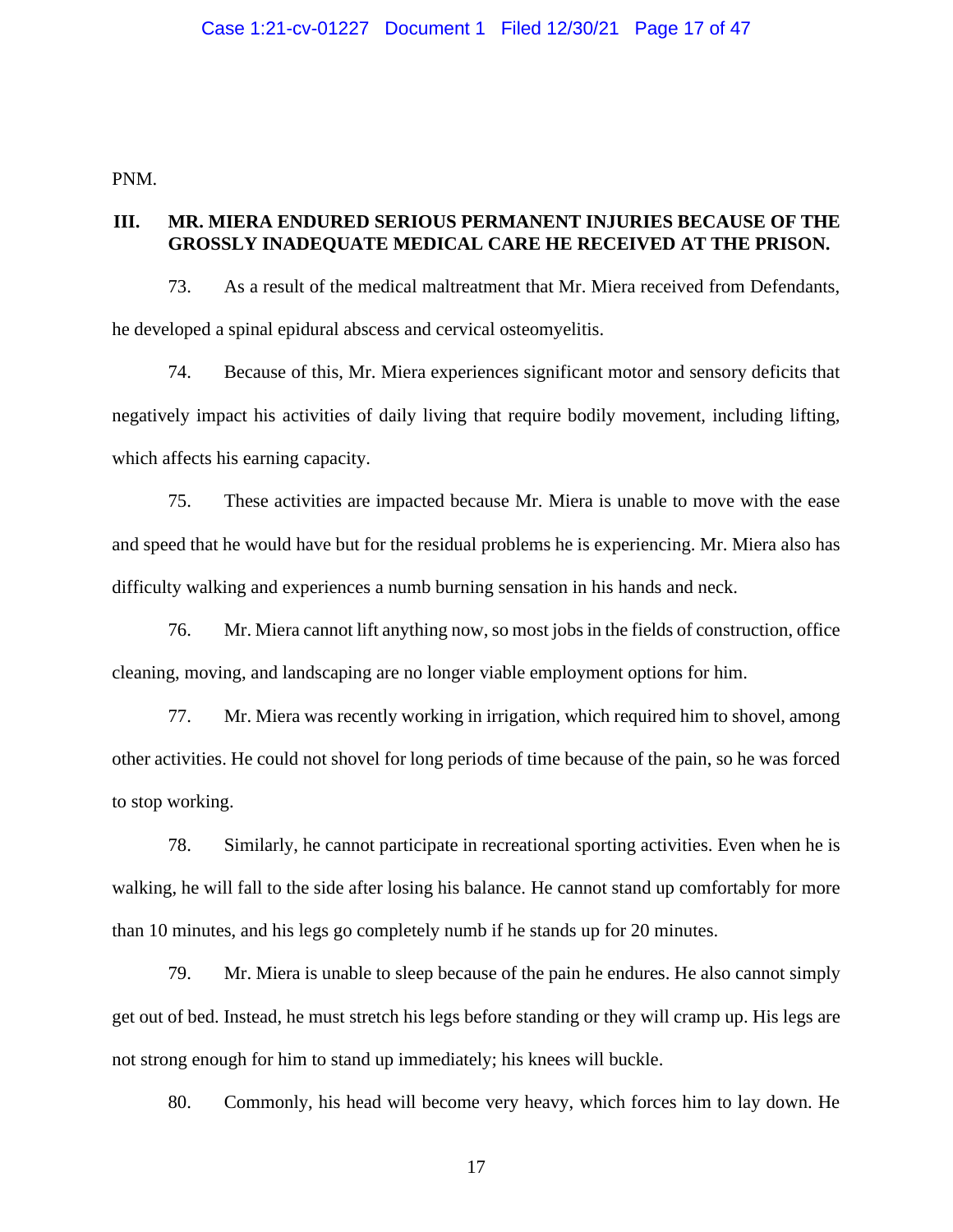PNM.

## III. MR. MIERA ENDURED SERIOUS PERMANENT INJURIES BECAUSE OF THE GROSSLY INADEQUATE MEDICAL CARE HE RECEIVED AT THE PRISON.

73. As a result of the medical maltreatment that Mr. Miera received from Defendants, he developed a spinal epidural abscess and cervical osteomyelitis.

74. Because of this, Mr. Miera experiences significant motor and sensory deficits that negatively impact his activities of daily living that require bodily movement, including lifting, which affects his earning capacity.

75. These activities are impacted because Mr. Miera is unable to move with the ease and speed that he would have but for the residual problems he is experiencing. Mr. Miera also has difficulty walking and experiences a numb burning sensation in his hands and neck.

76. Mr. Miera cannot lift anything now, so most jobs in the fields of construction, office cleaning, moving, and landscaping are no longer viable employment options for him.

77. Mr. Miera was recently working in irrigation, which required him to shovel, among other activities. He could not shovel for long periods of time because of the pain, so he was forced to stop working.

78. Similarly, he cannot participate in recreational sporting activities. Even when he is walking, he will fall to the side after losing his balance. He cannot stand up comfortably for more than 10 minutes, and his legs go completely numb if he stands up for 20 minutes.

79. Mr. Miera is unable to sleep because of the pain he endures. He also cannot simply get out of bed. Instead, he must stretch his legs before standing or they will cramp up. His legs are not strong enough for him to stand up immediately; his knees will buckle.

80. Commonly, his head will become very heavy, which forces him to lay down. He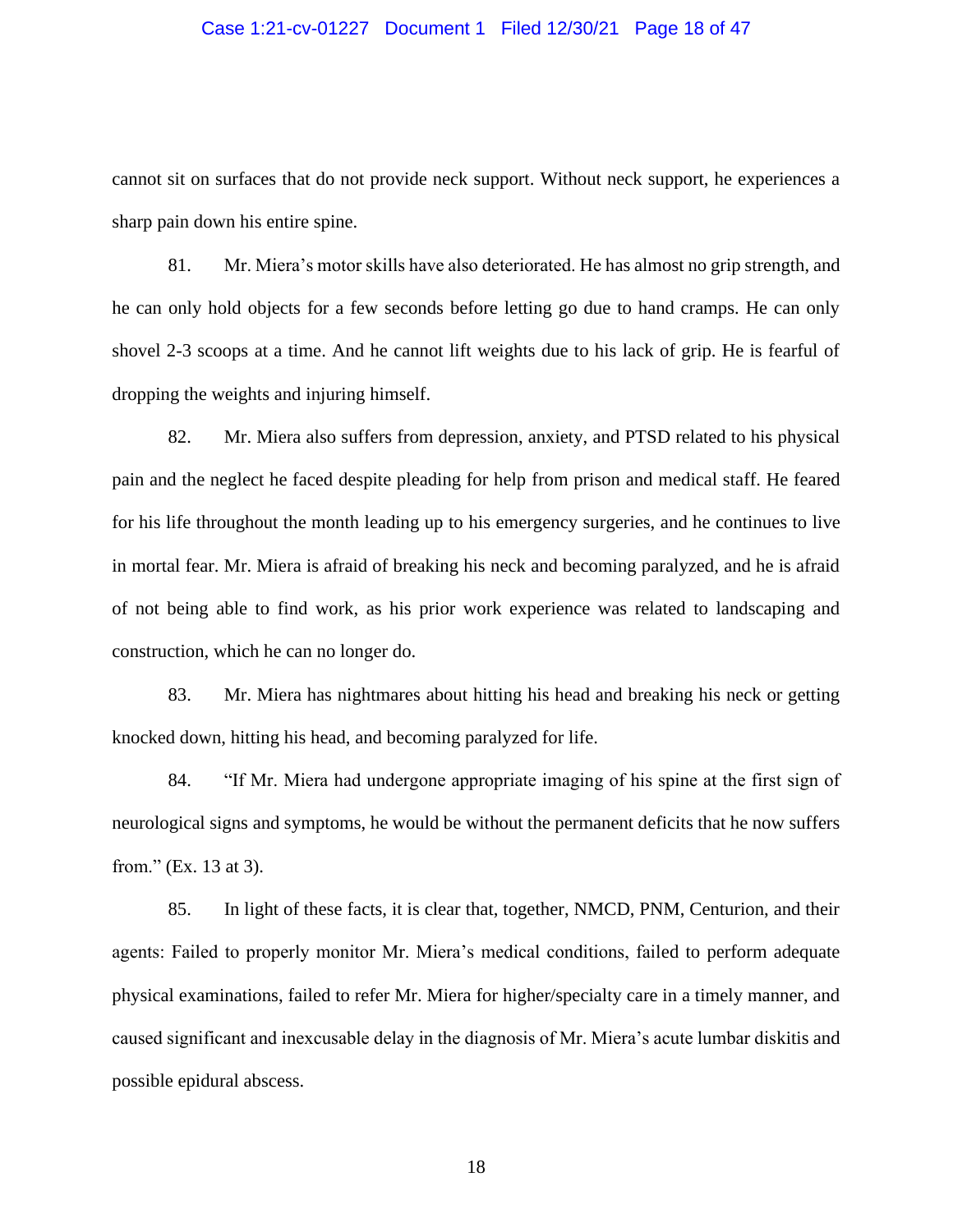cannot sit on surfaces that do not provide neck support. Without neck support, he experiences a sharp pain down his entire spine.

81. Mr. Miera's motor skills have also deteriorated. He has almost no grip strength, and he can only hold objects for a few seconds before letting go due to hand cramps. He can only shovel 2-3 scoops at a time. And he cannot lift weights due to his lack of grip. He is fearful of dropping the weights and injuring himself.

82. Mr. Miera also suffers from depression, anxiety, and PTSD related to his physical pain and the neglect he faced despite pleading for help from prison and medical staff. He feared for his life throughout the month leading up to his emergency surgeries, and he continues to live in mortal fear. Mr. Miera is afraid of breaking his neck and becoming paralyzed, and he is afraid of not being able to find work, as his prior work experience was related to landscaping and construction, which he can no longer do.

83. Mr. Miera has nightmares about hitting his head and breaking his neck or getting knocked down, hitting his head, and becoming paralyzed for life.

84. "If Mr. Miera had undergone appropriate imaging of his spine at the first sign of neurological signs and symptoms, he would be without the permanent deficits that he now suffers from." (Ex. 13 at 3).

85. In light of these facts, it is clear that, together, NMCD, PNM, Centurion, and their agents: Failed to properly monitor Mr. Miera's medical conditions, failed to perform adequate physical examinations, failed to refer Mr. Miera for higher/specialty care in a timely manner, and caused significant and inexcusable delay in the diagnosis of Mr. Miera's acute lumbar diskitis and possible epidural abscess.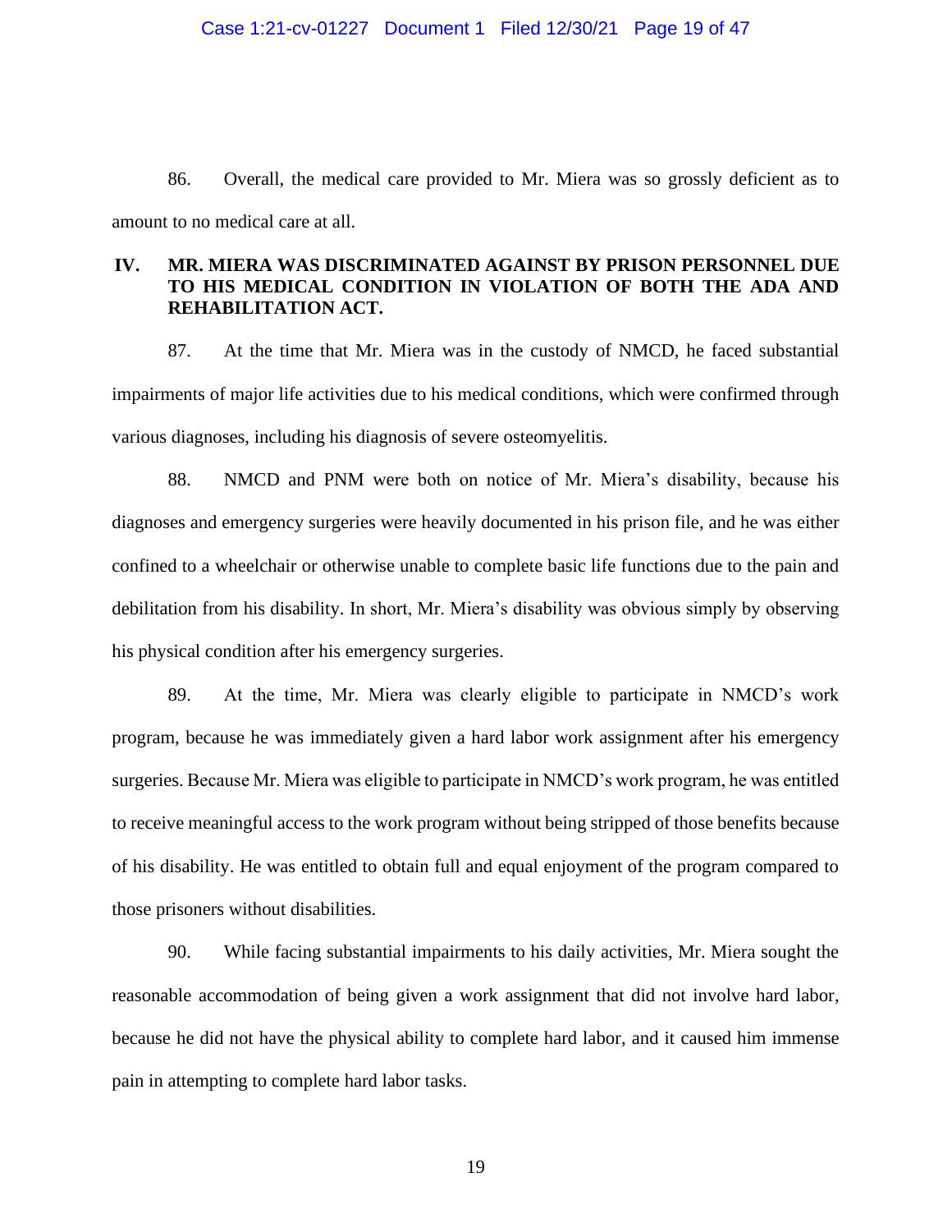86. Overall, the medical care provided to Mr. Miera was so grossly deficient as to amount to no medical care at all.

## IV. MR. MIERA WAS DISCRIMINATED AGAINST BY PRISON PERSONNEL DUE TO HIS MEDICAL CONDITION IN VIOLATION OF BOTH THE ADA AND REHABILITATION ACT.

87. At the time that Mr. Miera was in the custody of NMCD, he faced substantial impairments of major life activities due to his medical conditions, which were confirmed through various diagnoses, including his diagnosis of severe osteomyelitis.

88. NMCD and PNM were both on notice of Mr. Miera's disability, because his diagnoses and emergency surgeries were heavily documented in his prison file, and he was either confined to a wheelchair or otherwise unable to complete basic life functions due to the pain and debilitation from his disability. In short, Mr. Miera's disability was obvious simply by observing his physical condition after his emergency surgeries.

89. At the time, Mr. Miera was clearly eligible to participate in NMCD's work program, because he was immediately given a hard labor work assignment after his emergency surgeries. Because Mr. Miera was eligible to participate in NMCD's work program, he was entitled to receive meaningful access to the work program without being stripped of those benefits because of his disability. He was entitled to obtain full and equal enjoyment of the program compared to those prisoners without disabilities.

90. While facing substantial impairments to his daily activities, Mr. Miera sought the reasonable accommodation of being given a work assignment that did not involve hard labor, because he did not have the physical ability to complete hard labor, and it caused him immense pain in attempting to complete hard labor tasks.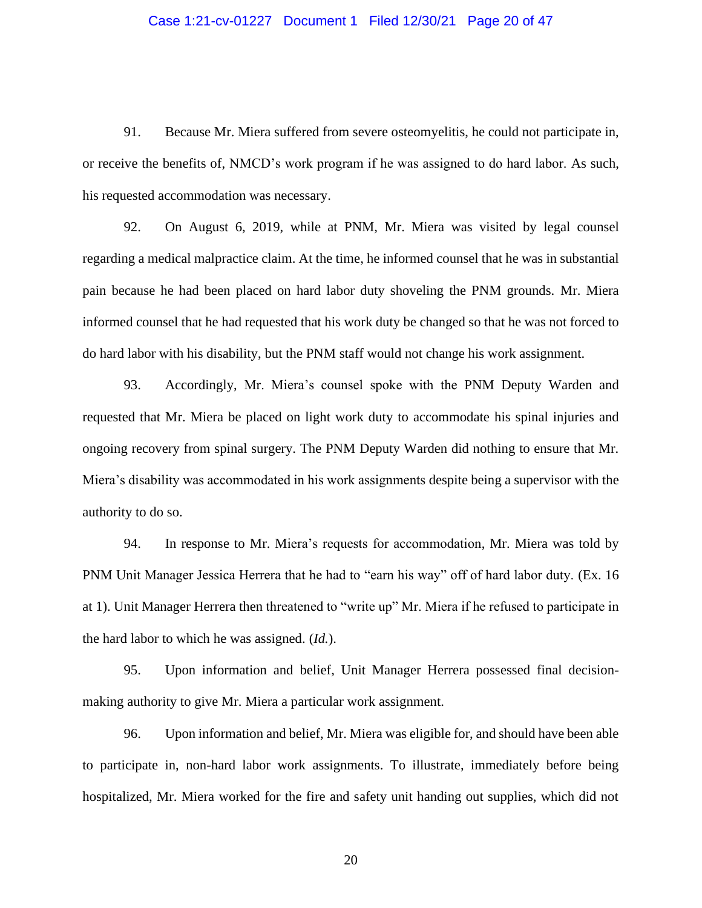91. Because Mr. Miera suffered from severe osteomyelitis, he could not participate in, or receive the benefits of, NMCD's work program if he was assigned to do hard labor. As such, his requested accommodation was necessary.

92. On August 6, 2019, while at PNM, Mr. Miera was visited by legal counsel regarding a medical malpractice claim. At the time, he informed counsel that he was in substantial pain because he had been placed on hard labor duty shoveling the PNM grounds. Mr. Miera informed counsel that he had requested that his work duty be changed so that he was not forced to do hard labor with his disability, but the PNM staff would not change his work assignment.

93. Accordingly, Mr. Miera's counsel spoke with the PNM Deputy Warden and requested that Mr. Miera be placed on light work duty to accommodate his spinal injuries and ongoing recovery from spinal surgery. The PNM Deputy Warden did nothing to ensure that Mr. Miera's disability was accommodated in his work assignments despite being a supervisor with the authority to do so.

94. In response to Mr. Miera's requests for accommodation, Mr. Miera was told by PNM Unit Manager Jessica Herrera that he had to "earn his way" off of hard labor duty. (Ex. 16 at 1). Unit Manager Herrera then threatened to "write up" Mr. Miera if he refused to participate in the hard labor to which he was assigned. (*Id.*).

95. Upon information and belief, Unit Manager Herrera possessed final decision-making authority to give Mr. Miera a particular work assignment.

96. Upon information and belief, Mr. Miera was eligible for, and should have been able to participate in, non-hard labor work assignments. To illustrate, immediately before being hospitalized, Mr. Miera worked for the fire and safety unit handing out supplies, which did not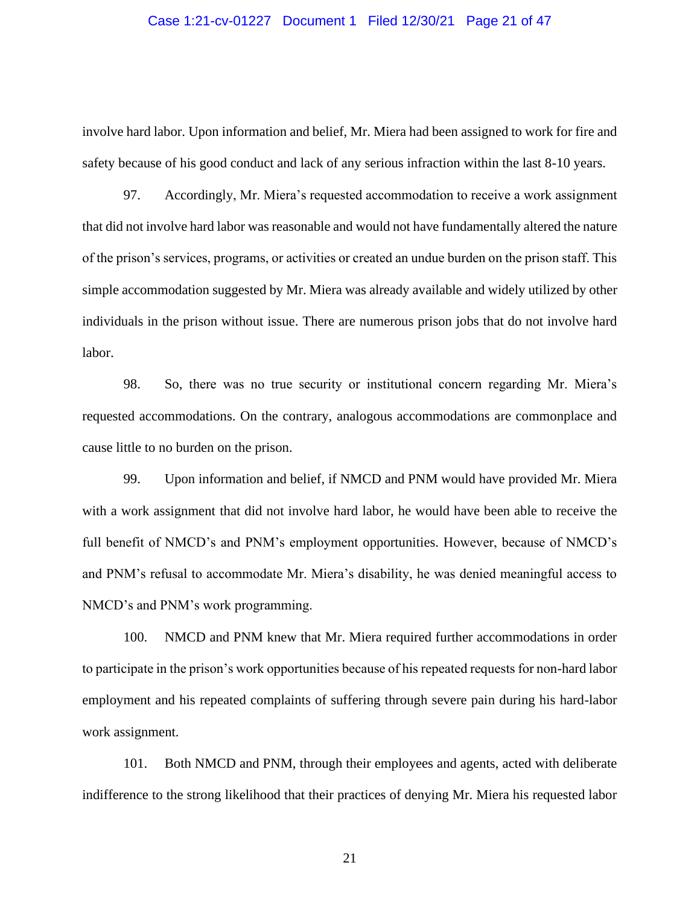involve hard labor. Upon information and belief, Mr. Miera had been assigned to work for fire and safety because of his good conduct and lack of any serious infraction within the last 8-10 years.

97. Accordingly, Mr. Miera's requested accommodation to receive a work assignment that did not involve hard labor was reasonable and would not have fundamentally altered the nature of the prison's services, programs, or activities or created an undue burden on the prison staff. This simple accommodation suggested by Mr. Miera was already available and widely utilized by other individuals in the prison without issue. There are numerous prison jobs that do not involve hard labor.

98. So, there was no true security or institutional concern regarding Mr. Miera's requested accommodations. On the contrary, analogous accommodations are commonplace and cause little to no burden on the prison.

99. Upon information and belief, if NMCD and PNM would have provided Mr. Miera with a work assignment that did not involve hard labor, he would have been able to receive the full benefit of NMCD's and PNM's employment opportunities. However, because of NMCD's and PNM's refusal to accommodate Mr. Miera's disability, he was denied meaningful access to NMCD's and PNM's work programming.

100. NMCD and PNM knew that Mr. Miera required further accommodations in order to participate in the prison's work opportunities because of his repeated requests for non-hard labor employment and his repeated complaints of suffering through severe pain during his hard-labor work assignment.

101. Both NMCD and PNM, through their employees and agents, acted with deliberate indifference to the strong likelihood that their practices of denying Mr. Miera his requested labor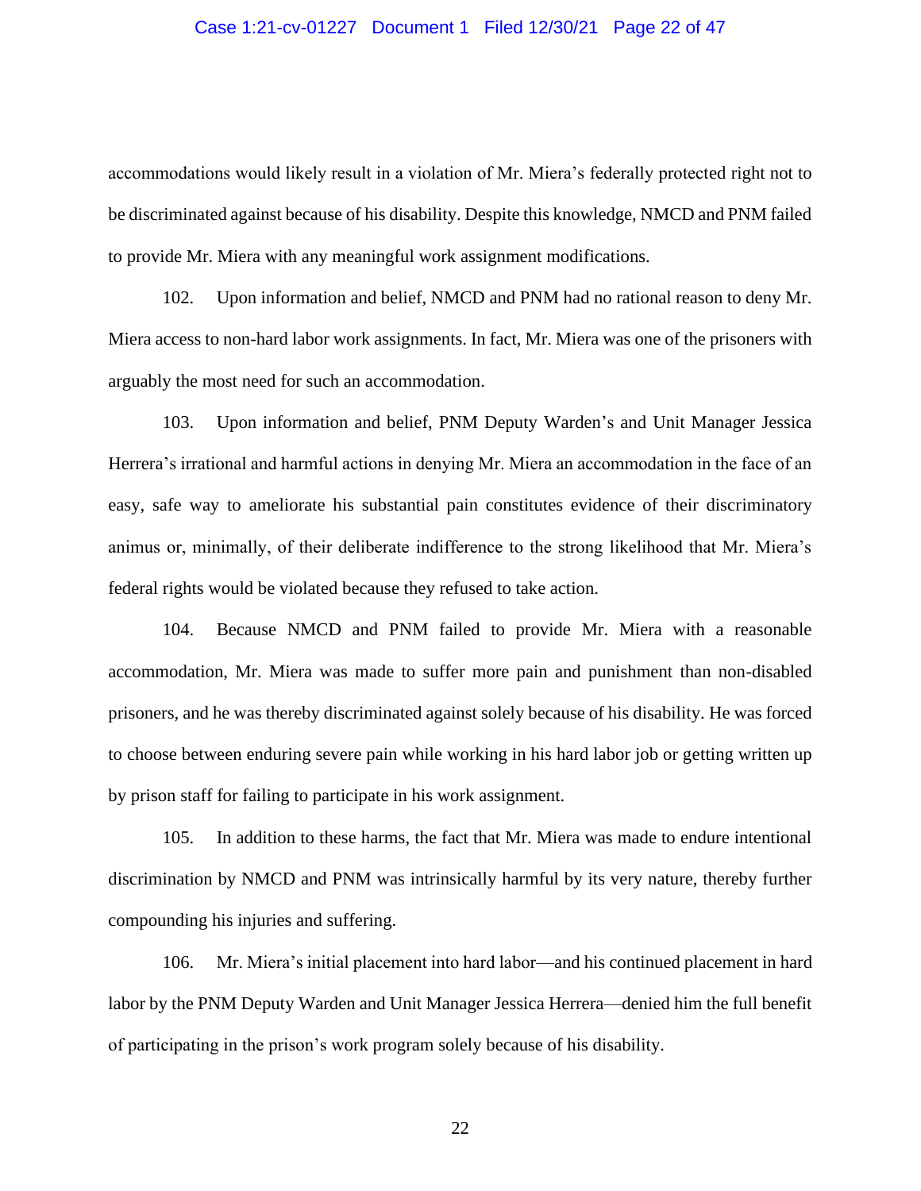accommodations would likely result in a violation of Mr. Miera's federally protected right not to be discriminated against because of his disability. Despite this knowledge, NMCD and PNM failed to provide Mr. Miera with any meaningful work assignment modifications.

102. Upon information and belief, NMCD and PNM had no rational reason to deny Mr. Miera access to non-hard labor work assignments. In fact, Mr. Miera was one of the prisoners with arguably the most need for such an accommodation.

103. Upon information and belief, PNM Deputy Warden's and Unit Manager Jessica Herrera's irrational and harmful actions in denying Mr. Miera an accommodation in the face of an easy, safe way to ameliorate his substantial pain constitutes evidence of their discriminatory animus or, minimally, of their deliberate indifference to the strong likelihood that Mr. Miera's federal rights would be violated because they refused to take action.

104. Because NMCD and PNM failed to provide Mr. Miera with a reasonable accommodation, Mr. Miera was made to suffer more pain and punishment than non-disabled prisoners, and he was thereby discriminated against solely because of his disability. He was forced to choose between enduring severe pain while working in his hard labor job or getting written up by prison staff for failing to participate in his work assignment.

105. In addition to these harms, the fact that Mr. Miera was made to endure intentional discrimination by NMCD and PNM was intrinsically harmful by its very nature, thereby further compounding his injuries and suffering.

106. Mr. Miera's initial placement into hard labor—and his continued placement in hard labor by the PNM Deputy Warden and Unit Manager Jessica Herrera—denied him the full benefit of participating in the prison's work program solely because of his disability.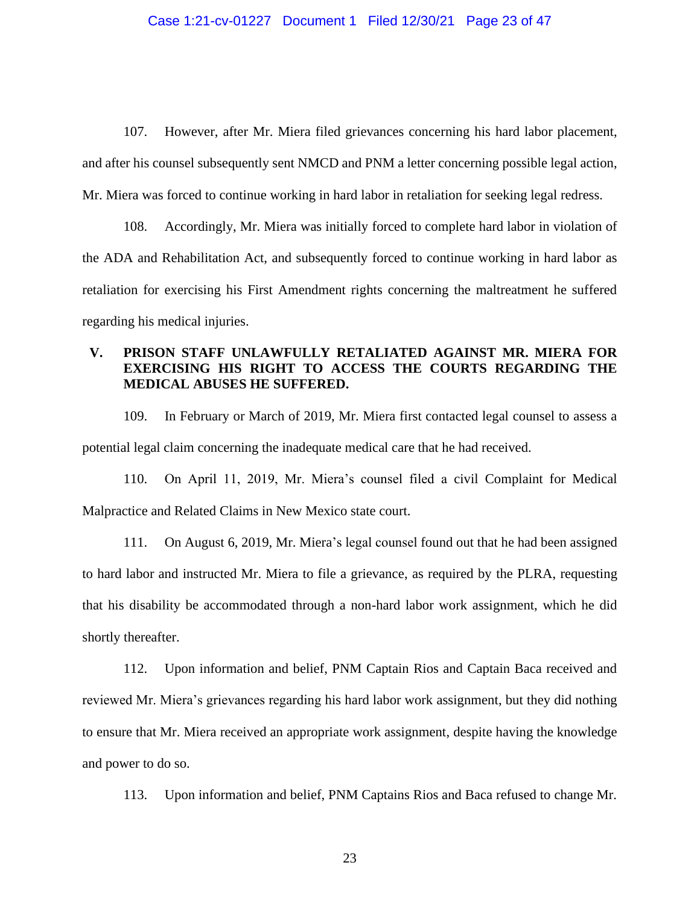107. However, after Mr. Miera filed grievances concerning his hard labor placement, and after his counsel subsequently sent NMCD and PNM a letter concerning possible legal action, Mr. Miera was forced to continue working in hard labor in retaliation for seeking legal redress.

108. Accordingly, Mr. Miera was initially forced to complete hard labor in violation of the ADA and Rehabilitation Act, and subsequently forced to continue working in hard labor as retaliation for exercising his First Amendment rights concerning the maltreatment he suffered regarding his medical injuries.

## V. PRISON STAFF UNLAWFULLY RETALIATED AGAINST MR. MIERA FOR EXERCISING HIS RIGHT TO ACCESS THE COURTS REGARDING THE MEDICAL ABUSES HE SUFFERED.

109. In February or March of 2019, Mr. Miera first contacted legal counsel to assess a potential legal claim concerning the inadequate medical care that he had received.

110. On April 11, 2019, Mr. Miera's counsel filed a civil Complaint for Medical Malpractice and Related Claims in New Mexico state court.

111. On August 6, 2019, Mr. Miera's legal counsel found out that he had been assigned to hard labor and instructed Mr. Miera to file a grievance, as required by the PLRA, requesting that his disability be accommodated through a non-hard labor work assignment, which he did shortly thereafter.

112. Upon information and belief, PNM Captain Rios and Captain Baca received and reviewed Mr. Miera's grievances regarding his hard labor work assignment, but they did nothing to ensure that Mr. Miera received an appropriate work assignment, despite having the knowledge and power to do so.

113. Upon information and belief, PNM Captains Rios and Baca refused to change Mr.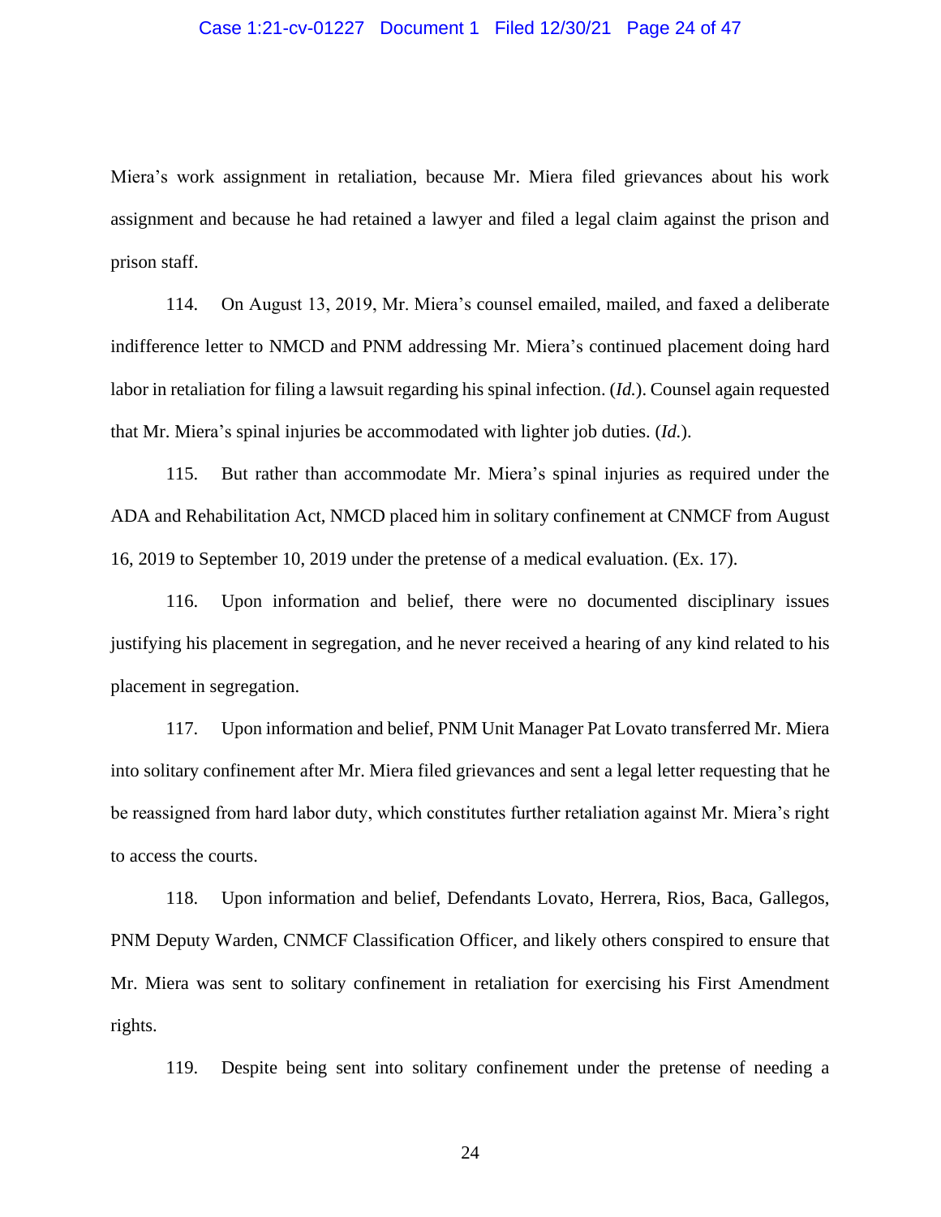Miera's work assignment in retaliation, because Mr. Miera filed grievances about his work assignment and because he had retained a lawyer and filed a legal claim against the prison and prison staff.

114. On August 13, 2019, Mr. Miera's counsel emailed, mailed, and faxed a deliberate indifference letter to NMCD and PNM addressing Mr. Miera's continued placement doing hard labor in retaliation for filing a lawsuit regarding his spinal infection. (*Id.*). Counsel again requested that Mr. Miera's spinal injuries be accommodated with lighter job duties. (*Id.*).

115. But rather than accommodate Mr. Miera's spinal injuries as required under the ADA and Rehabilitation Act, NMCD placed him in solitary confinement at CNMCF from August 16, 2019 to September 10, 2019 under the pretense of a medical evaluation. (Ex. 17).

116. Upon information and belief, there were no documented disciplinary issues justifying his placement in segregation, and he never received a hearing of any kind related to his placement in segregation.

117. Upon information and belief, PNM Unit Manager Pat Lovato transferred Mr. Miera into solitary confinement after Mr. Miera filed grievances and sent a legal letter requesting that he be reassigned from hard labor duty, which constitutes further retaliation against Mr. Miera's right to access the courts.

118. Upon information and belief, Defendants Lovato, Herrera, Rios, Baca, Gallegos, PNM Deputy Warden, CNMCF Classification Officer, and likely others conspired to ensure that Mr. Miera was sent to solitary confinement in retaliation for exercising his First Amendment rights.

119. Despite being sent into solitary confinement under the pretense of needing a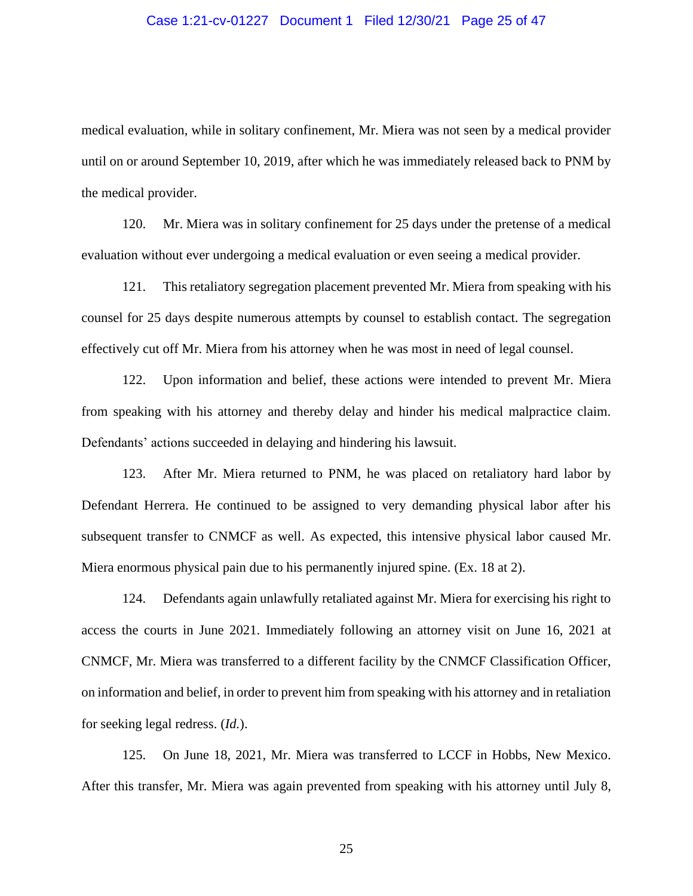medical evaluation, while in solitary confinement, Mr. Miera was not seen by a medical provider until on or around September 10, 2019, after which he was immediately released back to PNM by the medical provider.

120. Mr. Miera was in solitary confinement for 25 days under the pretense of a medical evaluation without ever undergoing a medical evaluation or even seeing a medical provider.

121. This retaliatory segregation placement prevented Mr. Miera from speaking with his counsel for 25 days despite numerous attempts by counsel to establish contact. The segregation effectively cut off Mr. Miera from his attorney when he was most in need of legal counsel.

122. Upon information and belief, these actions were intended to prevent Mr. Miera from speaking with his attorney and thereby delay and hinder his medical malpractice claim. Defendants' actions succeeded in delaying and hindering his lawsuit.

123. After Mr. Miera returned to PNM, he was placed on retaliatory hard labor by Defendant Herrera. He continued to be assigned to very demanding physical labor after his subsequent transfer to CNMCF as well. As expected, this intensive physical labor caused Mr. Miera enormous physical pain due to his permanently injured spine. (Ex. 18 at 2).

124. Defendants again unlawfully retaliated against Mr. Miera for exercising his right to access the courts in June 2021. Immediately following an attorney visit on June 16, 2021 at CNMCF, Mr. Miera was transferred to a different facility by the CNMCF Classification Officer, on information and belief, in order to prevent him from speaking with his attorney and in retaliation for seeking legal redress. (*Id.*).

125. On June 18, 2021, Mr. Miera was transferred to LCCF in Hobbs, New Mexico. After this transfer, Mr. Miera was again prevented from speaking with his attorney until July 8,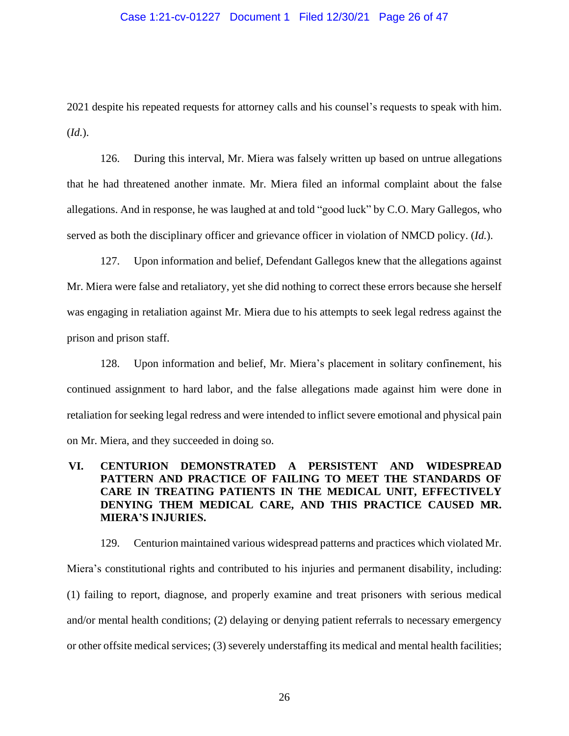2021 despite his repeated requests for attorney calls and his counsel's requests to speak with him. (*Id.*).

126. During this interval, Mr. Miera was falsely written up based on untrue allegations that he had threatened another inmate. Mr. Miera filed an informal complaint about the false allegations. And in response, he was laughed at and told "good luck" by C.O. Mary Gallegos, who served as both the disciplinary officer and grievance officer in violation of NMCD policy. (*Id.*).

127. Upon information and belief, Defendant Gallegos knew that the allegations against Mr. Miera were false and retaliatory, yet she did nothing to correct these errors because she herself was engaging in retaliation against Mr. Miera due to his attempts to seek legal redress against the prison and prison staff.

128. Upon information and belief, Mr. Miera's placement in solitary confinement, his continued assignment to hard labor, and the false allegations made against him were done in retaliation for seeking legal redress and were intended to inflict severe emotional and physical pain on Mr. Miera, and they succeeded in doing so.

## VI. CENTURION DEMONSTRATED A PERSISTENT AND WIDESPREAD PATTERN AND PRACTICE OF FAILING TO MEET THE STANDARDS OF CARE IN TREATING PATIENTS IN THE MEDICAL UNIT, EFFECTIVELY DENYING THEM MEDICAL CARE, AND THIS PRACTICE CAUSED MR. MIERA'S INJURIES.

129. Centurion maintained various widespread patterns and practices which violated Mr. Miera's constitutional rights and contributed to his injuries and permanent disability, including: (1) failing to report, diagnose, and properly examine and treat prisoners with serious medical and/or mental health conditions; (2) delaying or denying patient referrals to necessary emergency or other offsite medical services; (3) severely understaffing its medical and mental health facilities;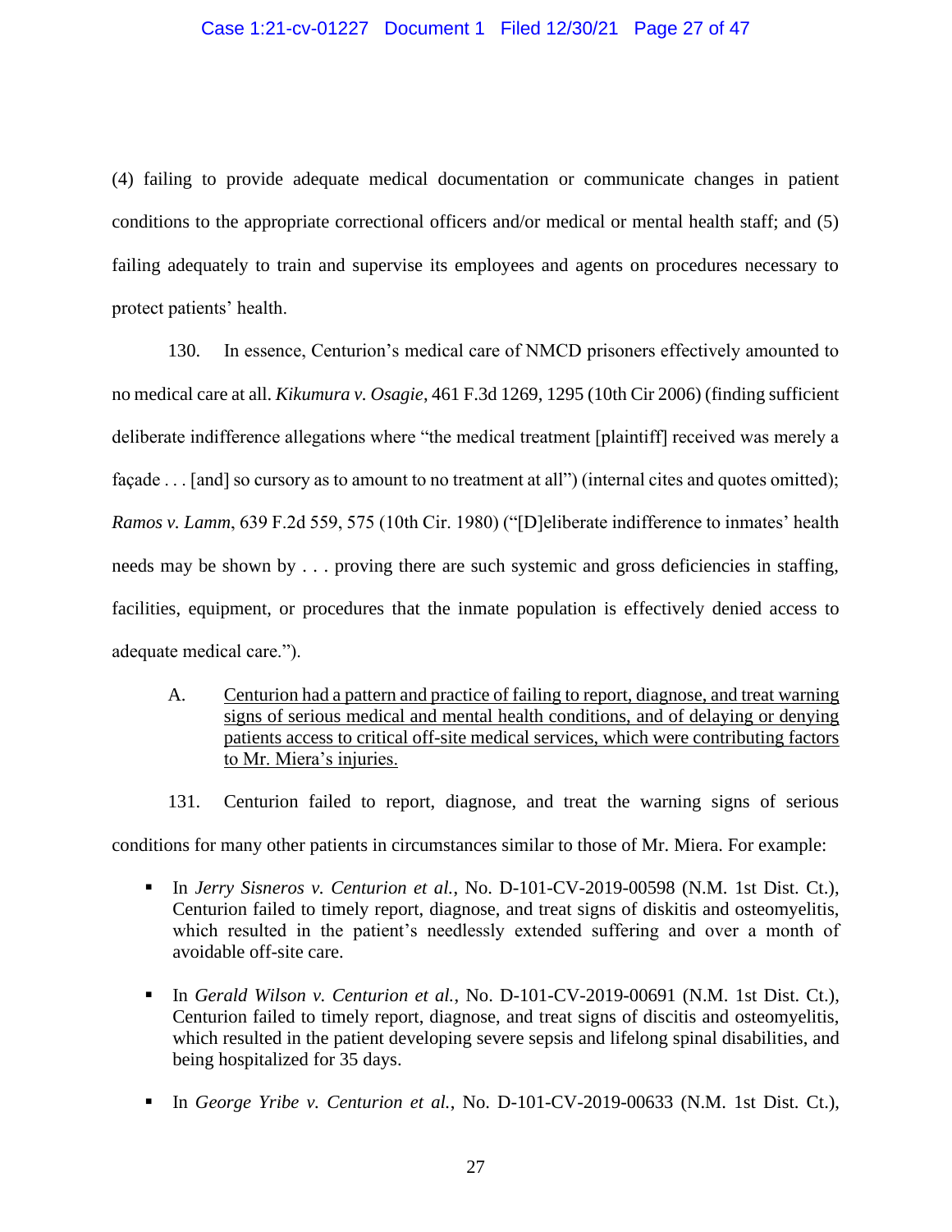(4) failing to provide adequate medical documentation or communicate changes in patient conditions to the appropriate correctional officers and/or medical or mental health staff; and (5) failing adequately to train and supervise its employees and agents on procedures necessary to protect patients' health.

130. In essence, Centurion's medical care of NMCD prisoners effectively amounted to no medical care at all. *Kikumura v. Osagie*, 461 F.3d 1269, 1295 (10th Cir 2006) (finding sufficient deliberate indifference allegations where "the medical treatment [plaintiff] received was merely a façade . . . [and] so cursory as to amount to no treatment at all") (internal cites and quotes omitted); *Ramos v. Lamm*, 639 F.2d 559, 575 (10th Cir. 1980) ("[D]eliberate indifference to inmates' health needs may be shown by . . . proving there are such systemic and gross deficiencies in staffing, facilities, equipment, or procedures that the inmate population is effectively denied access to adequate medical care.").

A. <u>Centurion had a pattern and practice of failing to report, diagnose, and treat warning signs of serious medical and mental health conditions, and of delaying or denying patients access to critical off-site medical services, which were contributing factors to Mr. Miera's injuries.</u>

131. Centurion failed to report, diagnose, and treat the warning signs of serious conditions for many other patients in circumstances similar to those of Mr. Miera. For example:

- In *Jerry Sisneros v. Centurion et al.*, No. D-101-CV-2019-00598 (N.M. 1st Dist. Ct.), Centurion failed to timely report, diagnose, and treat signs of diskitis and osteomyelitis, which resulted in the patient's needlessly extended suffering and over a month of avoidable off-site care.
- In *Gerald Wilson v. Centurion et al.*, No. D-101-CV-2019-00691 (N.M. 1st Dist. Ct.), Centurion failed to timely report, diagnose, and treat signs of discitis and osteomyelitis, which resulted in the patient developing severe sepsis and lifelong spinal disabilities, and being hospitalized for 35 days.
- In *George Yribe v. Centurion et al.*, No. D-101-CV-2019-00633 (N.M. 1st Dist. Ct.),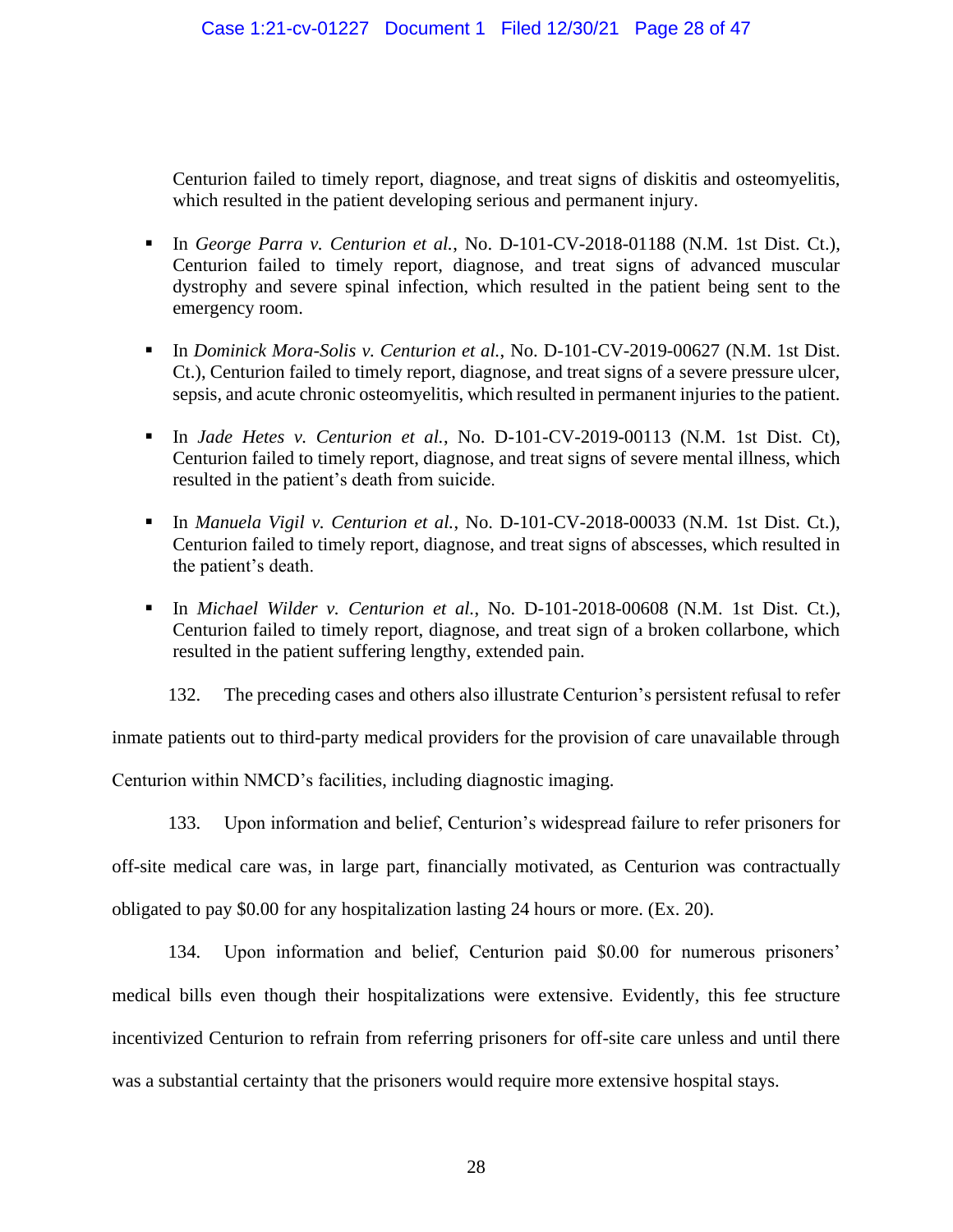Centurion failed to timely report, diagnose, and treat signs of diskitis and osteomyelitis, which resulted in the patient developing serious and permanent injury.

- In *George Parra v. Centurion et al.*, No. D-101-CV-2018-01188 (N.M. 1st Dist. Ct.), Centurion failed to timely report, diagnose, and treat signs of advanced muscular dystrophy and severe spinal infection, which resulted in the patient being sent to the emergency room.

- In *Dominick Mora-Solis v. Centurion et al.*, No. D-101-CV-2019-00627 (N.M. 1st Dist. Ct.), Centurion failed to timely report, diagnose, and treat signs of a severe pressure ulcer, sepsis, and acute chronic osteomyelitis, which resulted in permanent injuries to the patient.

- In *Jade Hetes v. Centurion et al.*, No. D-101-CV-2019-00113 (N.M. 1st Dist. Ct), Centurion failed to timely report, diagnose, and treat signs of severe mental illness, which resulted in the patient's death from suicide.

- In *Manuela Vigil v. Centurion et al.*, No. D-101-CV-2018-00033 (N.M. 1st Dist. Ct.), Centurion failed to timely report, diagnose, and treat signs of abscesses, which resulted in the patient's death.

- In *Michael Wilder v. Centurion et al.*, No. D-101-2018-00608 (N.M. 1st Dist. Ct.), Centurion failed to timely report, diagnose, and treat sign of a broken collarbone, which resulted in the patient suffering lengthy, extended pain.

132. The preceding cases and others also illustrate Centurion's persistent refusal to refer inmate patients out to third-party medical providers for the provision of care unavailable through Centurion within NMCD's facilities, including diagnostic imaging.

133. Upon information and belief, Centurion's widespread failure to refer prisoners for off-site medical care was, in large part, financially motivated, as Centurion was contractually obligated to pay $0.00 for any hospitalization lasting 24 hours or more. (Ex. 20).

134. Upon information and belief, Centurion paid $0.00 for numerous prisoners' medical bills even though their hospitalizations were extensive. Evidently, this fee structure incentivized Centurion to refrain from referring prisoners for off-site care unless and until there was a substantial certainty that the prisoners would require more extensive hospital stays.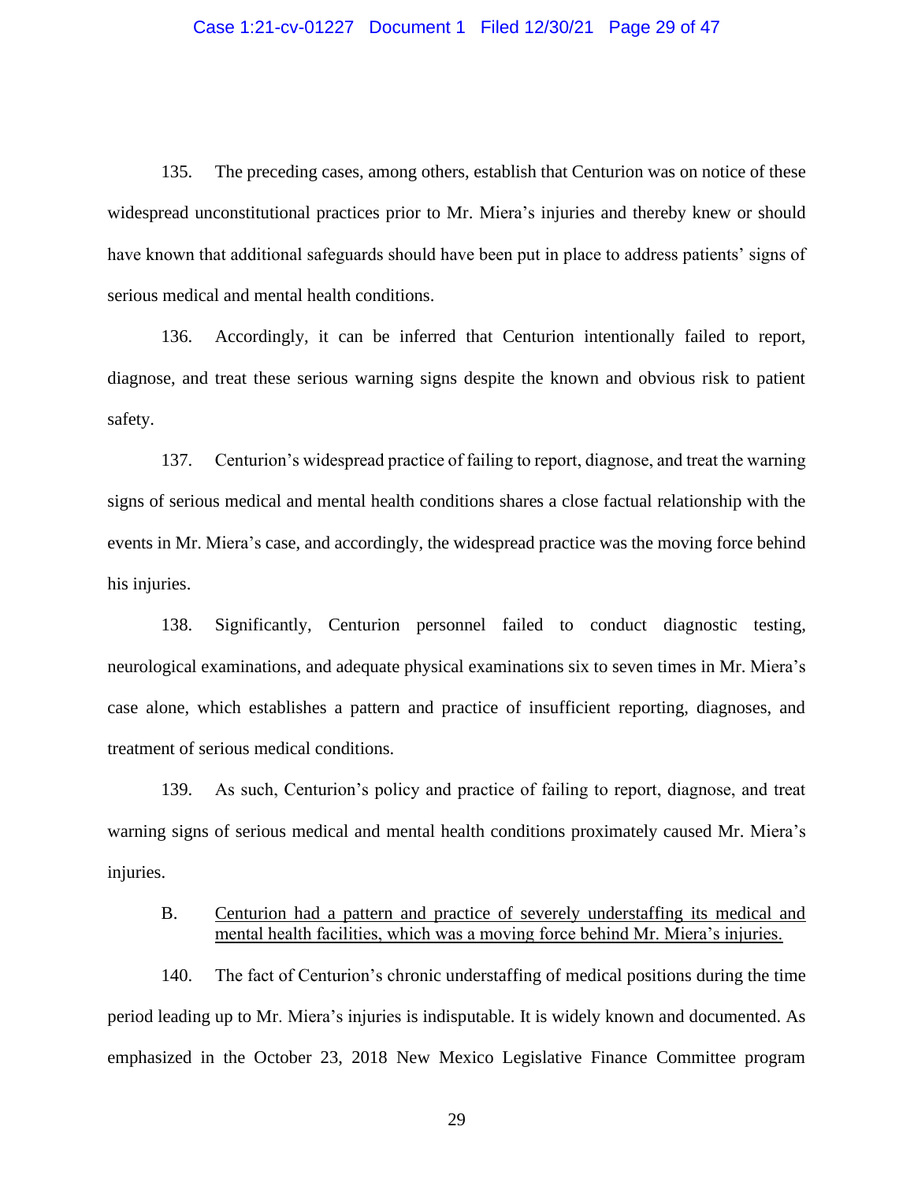135. The preceding cases, among others, establish that Centurion was on notice of these widespread unconstitutional practices prior to Mr. Miera's injuries and thereby knew or should have known that additional safeguards should have been put in place to address patients' signs of serious medical and mental health conditions.

136. Accordingly, it can be inferred that Centurion intentionally failed to report, diagnose, and treat these serious warning signs despite the known and obvious risk to patient safety.

137. Centurion's widespread practice of failing to report, diagnose, and treat the warning signs of serious medical and mental health conditions shares a close factual relationship with the events in Mr. Miera's case, and accordingly, the widespread practice was the moving force behind his injuries.

138. Significantly, Centurion personnel failed to conduct diagnostic testing, neurological examinations, and adequate physical examinations six to seven times in Mr. Miera's case alone, which establishes a pattern and practice of insufficient reporting, diagnoses, and treatment of serious medical conditions.

139. As such, Centurion's policy and practice of failing to report, diagnose, and treat warning signs of serious medical and mental health conditions proximately caused Mr. Miera's injuries.

B. <u>Centurion had a pattern and practice of severely understaffing its medical and mental health facilities, which was a moving force behind Mr. Miera's injuries.</u>

140. The fact of Centurion's chronic understaffing of medical positions during the time period leading up to Mr. Miera's injuries is indisputable. It is widely known and documented. As emphasized in the October 23, 2018 New Mexico Legislative Finance Committee program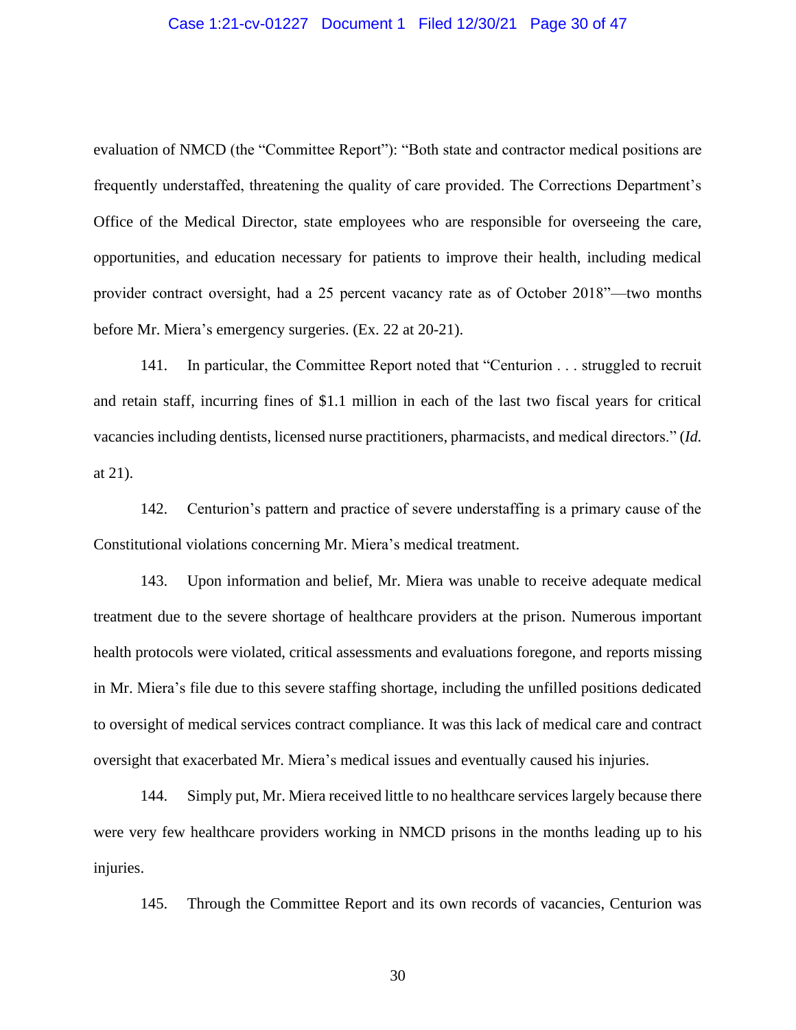evaluation of NMCD (the "Committee Report"): "Both state and contractor medical positions are frequently understaffed, threatening the quality of care provided. The Corrections Department's Office of the Medical Director, state employees who are responsible for overseeing the care, opportunities, and education necessary for patients to improve their health, including medical provider contract oversight, had a 25 percent vacancy rate as of October 2018"—two months before Mr. Miera's emergency surgeries. (Ex. 22 at 20-21).

141. In particular, the Committee Report noted that "Centurion . . . struggled to recruit and retain staff, incurring fines of $1.1 million in each of the last two fiscal years for critical vacancies including dentists, licensed nurse practitioners, pharmacists, and medical directors." (*Id.* at 21).

142. Centurion's pattern and practice of severe understaffing is a primary cause of the Constitutional violations concerning Mr. Miera's medical treatment.

143. Upon information and belief, Mr. Miera was unable to receive adequate medical treatment due to the severe shortage of healthcare providers at the prison. Numerous important health protocols were violated, critical assessments and evaluations foregone, and reports missing in Mr. Miera's file due to this severe staffing shortage, including the unfilled positions dedicated to oversight of medical services contract compliance. It was this lack of medical care and contract oversight that exacerbated Mr. Miera's medical issues and eventually caused his injuries.

144. Simply put, Mr. Miera received little to no healthcare services largely because there were very few healthcare providers working in NMCD prisons in the months leading up to his injuries.

145. Through the Committee Report and its own records of vacancies, Centurion was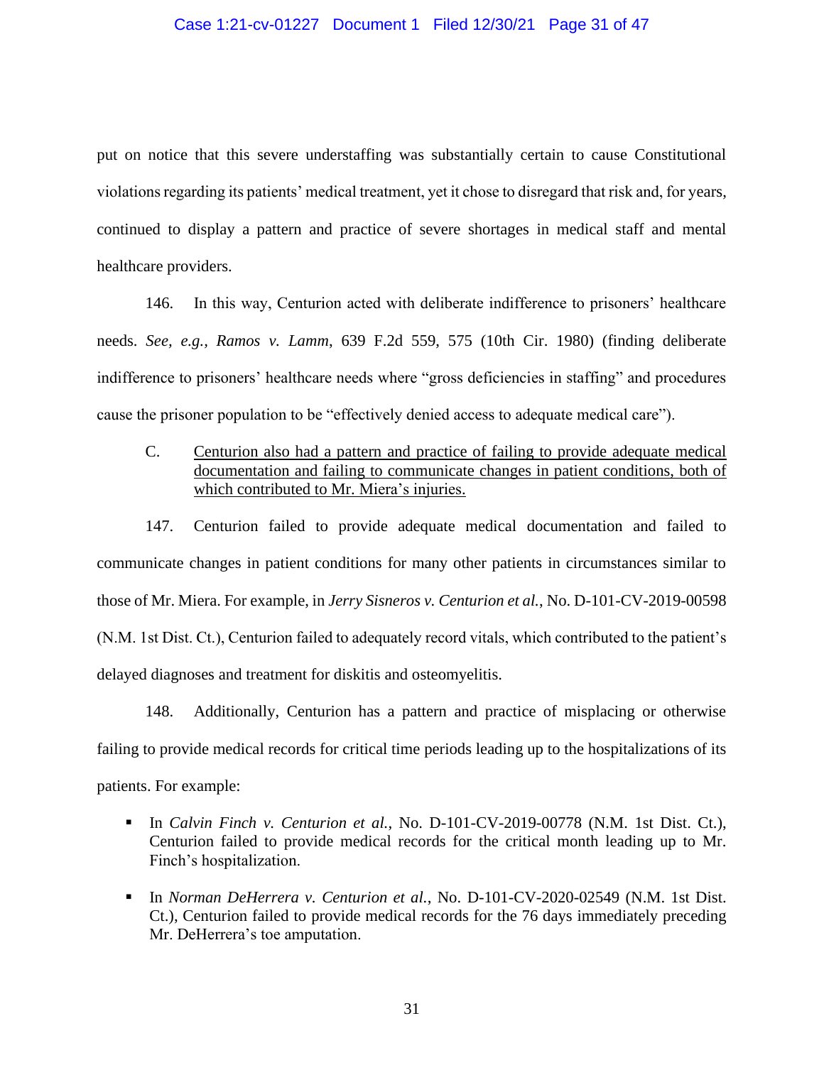put on notice that this severe understaffing was substantially certain to cause Constitutional violations regarding its patients' medical treatment, yet it chose to disregard that risk and, for years, continued to display a pattern and practice of severe shortages in medical staff and mental healthcare providers.

146. In this way, Centurion acted with deliberate indifference to prisoners' healthcare needs. *See, e.g.*, *Ramos v. Lamm*, 639 F.2d 559, 575 (10th Cir. 1980) (finding deliberate indifference to prisoners' healthcare needs where "gross deficiencies in staffing" and procedures cause the prisoner population to be "effectively denied access to adequate medical care").

C. <u>Centurion also had a pattern and practice of failing to provide adequate medical documentation and failing to communicate changes in patient conditions, both of which contributed to Mr. Miera's injuries.</u>

147. Centurion failed to provide adequate medical documentation and failed to communicate changes in patient conditions for many other patients in circumstances similar to those of Mr. Miera. For example, in *Jerry Sisneros v. Centurion et al.*, No. D-101-CV-2019-00598 (N.M. 1st Dist. Ct.), Centurion failed to adequately record vitals, which contributed to the patient's delayed diagnoses and treatment for diskitis and osteomyelitis.

148. Additionally, Centurion has a pattern and practice of misplacing or otherwise failing to provide medical records for critical time periods leading up to the hospitalizations of its patients. For example:

- In *Calvin Finch v. Centurion et al.*, No. D-101-CV-2019-00778 (N.M. 1st Dist. Ct.), Centurion failed to provide medical records for the critical month leading up to Mr. Finch's hospitalization.
- In *Norman DeHerrera v. Centurion et al.*, No. D-101-CV-2020-02549 (N.M. 1st Dist. Ct.), Centurion failed to provide medical records for the 76 days immediately preceding Mr. DeHerrera's toe amputation.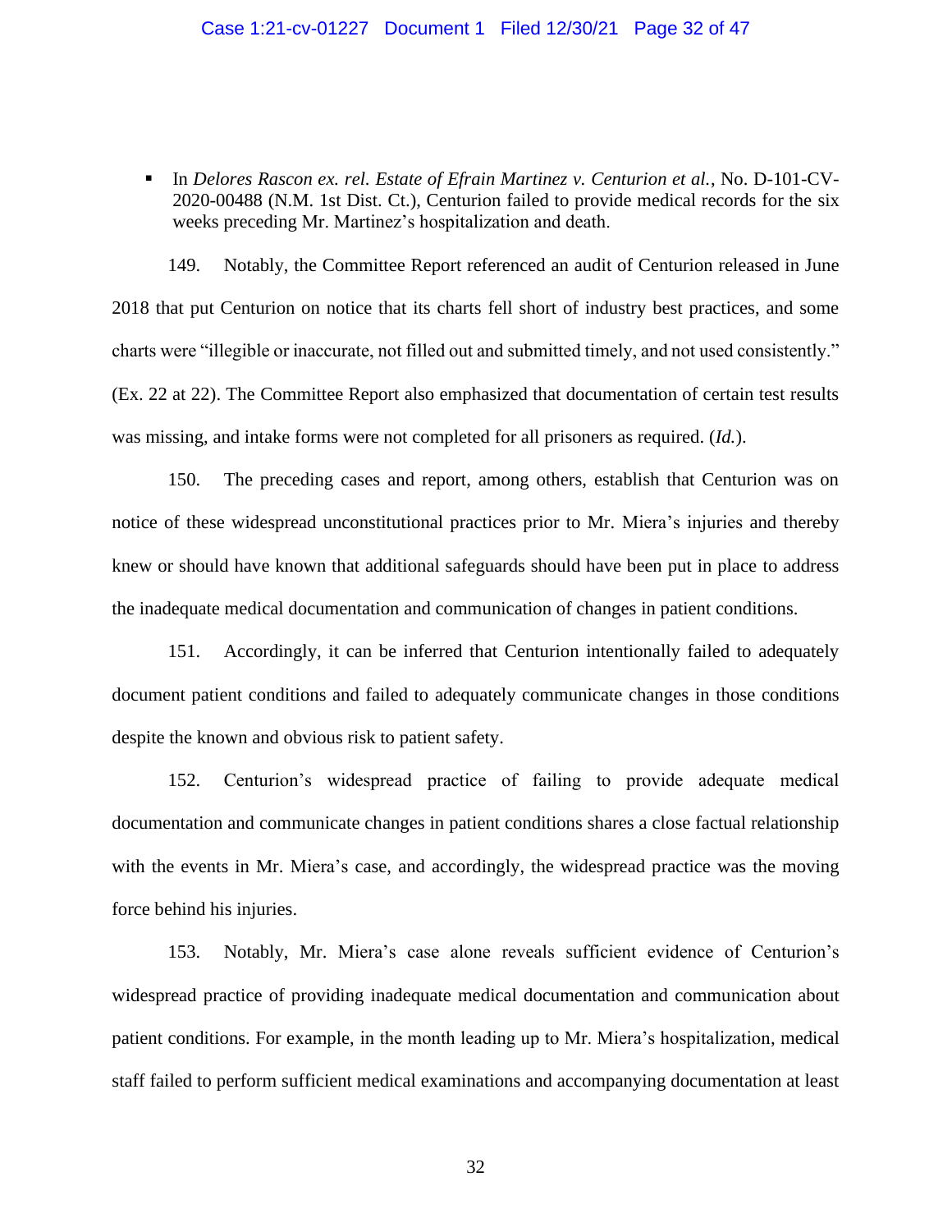- In *Delores Rascon ex. rel. Estate of Efrain Martinez v. Centurion et al.*, No. D-101-CV-2020-00488 (N.M. 1st Dist. Ct.), Centurion failed to provide medical records for the six weeks preceding Mr. Martinez's hospitalization and death.

149. Notably, the Committee Report referenced an audit of Centurion released in June 2018 that put Centurion on notice that its charts fell short of industry best practices, and some charts were "illegible or inaccurate, not filled out and submitted timely, and not used consistently." (Ex. 22 at 22). The Committee Report also emphasized that documentation of certain test results was missing, and intake forms were not completed for all prisoners as required. (*Id.*).

150. The preceding cases and report, among others, establish that Centurion was on notice of these widespread unconstitutional practices prior to Mr. Miera's injuries and thereby knew or should have known that additional safeguards should have been put in place to address the inadequate medical documentation and communication of changes in patient conditions.

151. Accordingly, it can be inferred that Centurion intentionally failed to adequately document patient conditions and failed to adequately communicate changes in those conditions despite the known and obvious risk to patient safety.

152. Centurion's widespread practice of failing to provide adequate medical documentation and communicate changes in patient conditions shares a close factual relationship with the events in Mr. Miera's case, and accordingly, the widespread practice was the moving force behind his injuries.

153. Notably, Mr. Miera's case alone reveals sufficient evidence of Centurion's widespread practice of providing inadequate medical documentation and communication about patient conditions. For example, in the month leading up to Mr. Miera's hospitalization, medical staff failed to perform sufficient medical examinations and accompanying documentation at least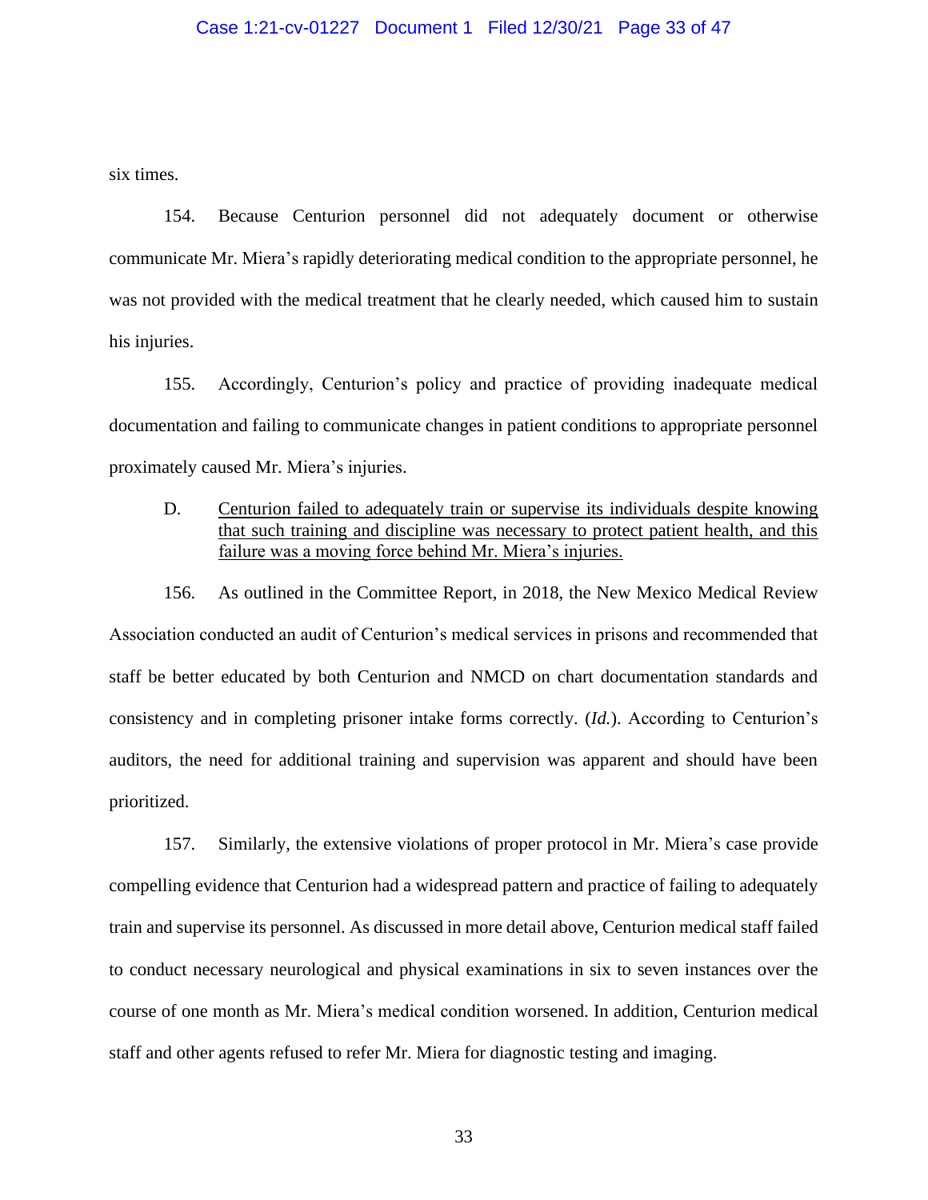six times.

154. Because Centurion personnel did not adequately document or otherwise communicate Mr. Miera's rapidly deteriorating medical condition to the appropriate personnel, he was not provided with the medical treatment that he clearly needed, which caused him to sustain his injuries.

155. Accordingly, Centurion's policy and practice of providing inadequate medical documentation and failing to communicate changes in patient conditions to appropriate personnel proximately caused Mr. Miera's injuries.

D. <u>Centurion failed to adequately train or supervise its individuals despite knowing that such training and discipline was necessary to protect patient health, and this failure was a moving force behind Mr. Miera's injuries.</u>

156. As outlined in the Committee Report, in 2018, the New Mexico Medical Review Association conducted an audit of Centurion's medical services in prisons and recommended that staff be better educated by both Centurion and NMCD on chart documentation standards and consistency and in completing prisoner intake forms correctly. (*Id.*). According to Centurion's auditors, the need for additional training and supervision was apparent and should have been prioritized.

157. Similarly, the extensive violations of proper protocol in Mr. Miera's case provide compelling evidence that Centurion had a widespread pattern and practice of failing to adequately train and supervise its personnel. As discussed in more detail above, Centurion medical staff failed to conduct necessary neurological and physical examinations in six to seven instances over the course of one month as Mr. Miera's medical condition worsened. In addition, Centurion medical staff and other agents refused to refer Mr. Miera for diagnostic testing and imaging.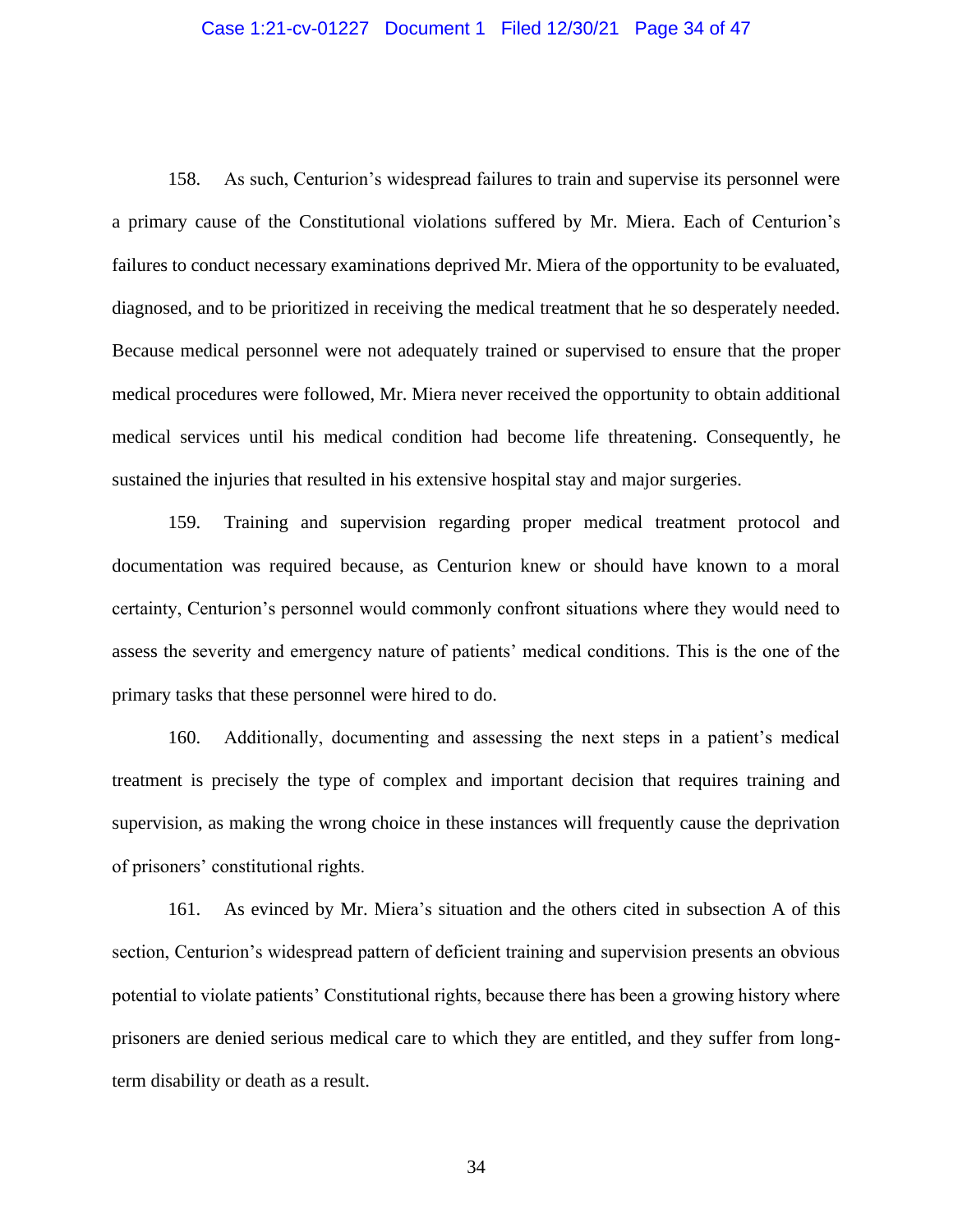158. As such, Centurion's widespread failures to train and supervise its personnel were a primary cause of the Constitutional violations suffered by Mr. Miera. Each of Centurion's failures to conduct necessary examinations deprived Mr. Miera of the opportunity to be evaluated, diagnosed, and to be prioritized in receiving the medical treatment that he so desperately needed. Because medical personnel were not adequately trained or supervised to ensure that the proper medical procedures were followed, Mr. Miera never received the opportunity to obtain additional medical services until his medical condition had become life threatening. Consequently, he sustained the injuries that resulted in his extensive hospital stay and major surgeries.

159. Training and supervision regarding proper medical treatment protocol and documentation was required because, as Centurion knew or should have known to a moral certainty, Centurion's personnel would commonly confront situations where they would need to assess the severity and emergency nature of patients' medical conditions. This is the one of the primary tasks that these personnel were hired to do.

160. Additionally, documenting and assessing the next steps in a patient's medical treatment is precisely the type of complex and important decision that requires training and supervision, as making the wrong choice in these instances will frequently cause the deprivation of prisoners' constitutional rights.

161. As evinced by Mr. Miera's situation and the others cited in subsection A of this section, Centurion's widespread pattern of deficient training and supervision presents an obvious potential to violate patients' Constitutional rights, because there has been a growing history where prisoners are denied serious medical care to which they are entitled, and they suffer from long-term disability or death as a result.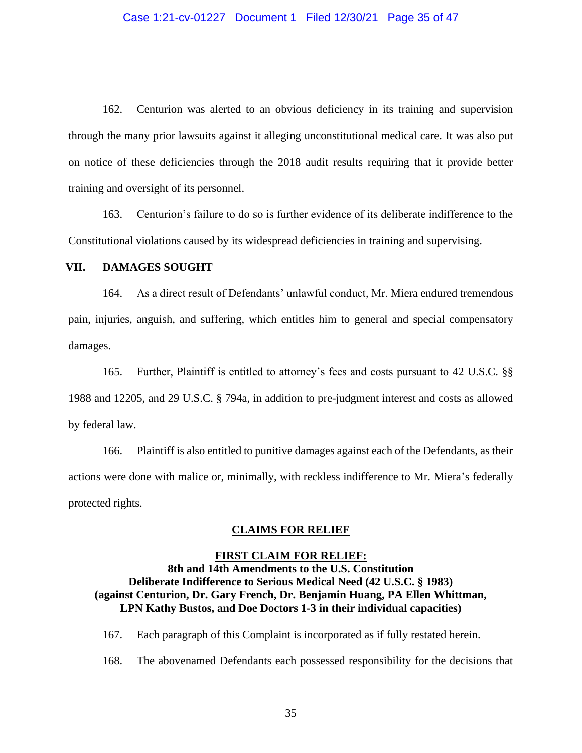162. Centurion was alerted to an obvious deficiency in its training and supervision through the many prior lawsuits against it alleging unconstitutional medical care. It was also put on notice of these deficiencies through the 2018 audit results requiring that it provide better training and oversight of its personnel.

163. Centurion's failure to do so is further evidence of its deliberate indifference to the Constitutional violations caused by its widespread deficiencies in training and supervising.

## VII. DAMAGES SOUGHT

164. As a direct result of Defendants' unlawful conduct, Mr. Miera endured tremendous pain, injuries, anguish, and suffering, which entitles him to general and special compensatory damages.

165. Further, Plaintiff is entitled to attorney's fees and costs pursuant to 42 U.S.C. §§ 1988 and 12205, and 29 U.S.C. § 794a, in addition to pre-judgment interest and costs as allowed by federal law.

166. Plaintiff is also entitled to punitive damages against each of the Defendants, as their actions were done with malice or, minimally, with reckless indifference to Mr. Miera's federally protected rights.

## CLAIMS FOR RELIEF

### FIRST CLAIM FOR RELIEF:
### 8th and 14th Amendments to the U.S. Constitution
### Deliberate Indifference to Serious Medical Need (42 U.S.C. § 1983)
### (against Centurion, Dr. Gary French, Dr. Benjamin Huang, PA Ellen Whittman, LPN Kathy Bustos, and Doe Doctors 1-3 in their individual capacities)

167. Each paragraph of this Complaint is incorporated as if fully restated herein.

168. The abovenamed Defendants each possessed responsibility for the decisions that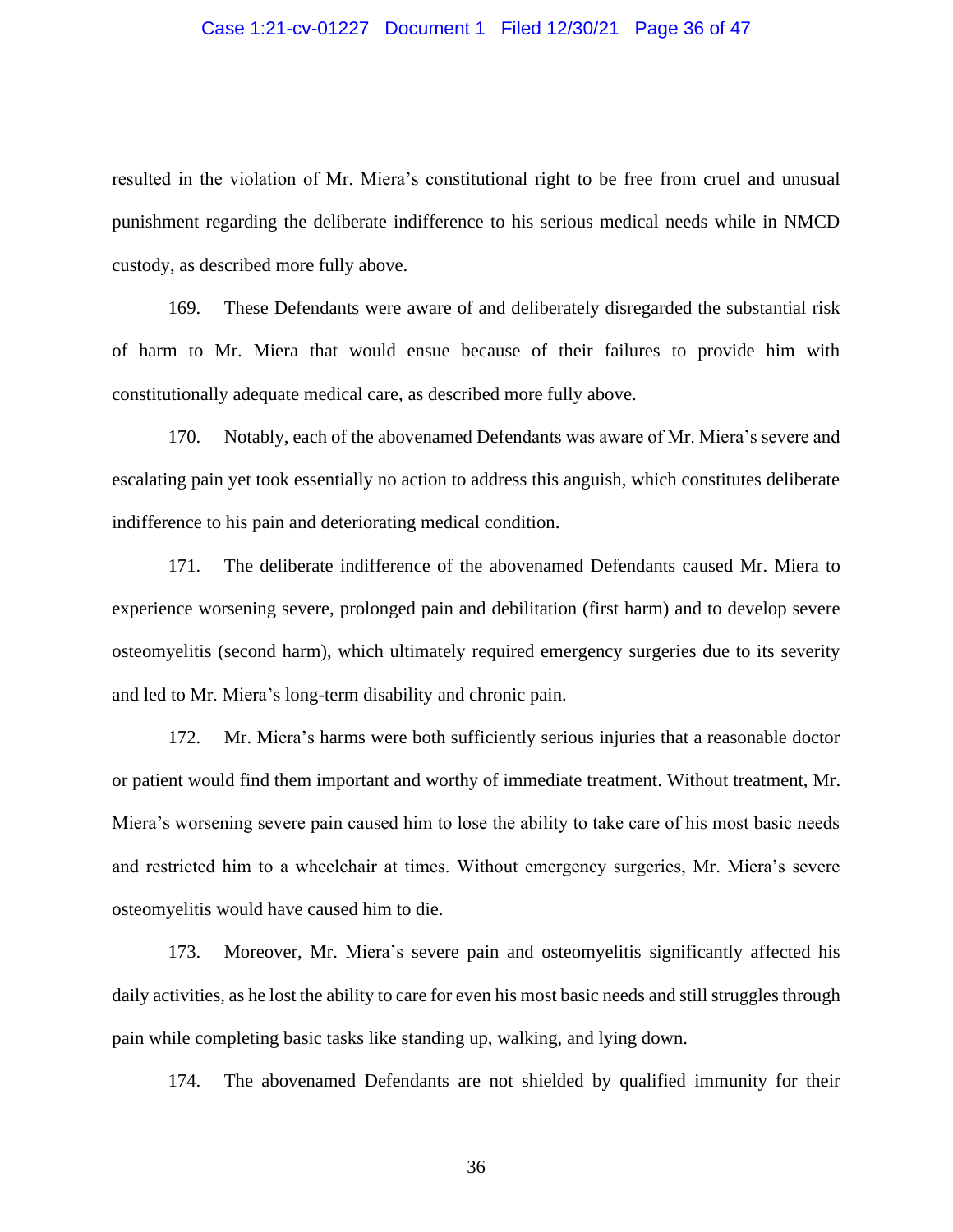resulted in the violation of Mr. Miera's constitutional right to be free from cruel and unusual punishment regarding the deliberate indifference to his serious medical needs while in NMCD custody, as described more fully above.

169. These Defendants were aware of and deliberately disregarded the substantial risk of harm to Mr. Miera that would ensue because of their failures to provide him with constitutionally adequate medical care, as described more fully above.

170. Notably, each of the abovenamed Defendants was aware of Mr. Miera's severe and escalating pain yet took essentially no action to address this anguish, which constitutes deliberate indifference to his pain and deteriorating medical condition.

171. The deliberate indifference of the abovenamed Defendants caused Mr. Miera to experience worsening severe, prolonged pain and debilitation (first harm) and to develop severe osteomyelitis (second harm), which ultimately required emergency surgeries due to its severity and led to Mr. Miera's long-term disability and chronic pain.

172. Mr. Miera's harms were both sufficiently serious injuries that a reasonable doctor or patient would find them important and worthy of immediate treatment. Without treatment, Mr. Miera's worsening severe pain caused him to lose the ability to take care of his most basic needs and restricted him to a wheelchair at times. Without emergency surgeries, Mr. Miera's severe osteomyelitis would have caused him to die.

173. Moreover, Mr. Miera's severe pain and osteomyelitis significantly affected his daily activities, as he lost the ability to care for even his most basic needs and still struggles through pain while completing basic tasks like standing up, walking, and lying down.

174. The abovenamed Defendants are not shielded by qualified immunity for their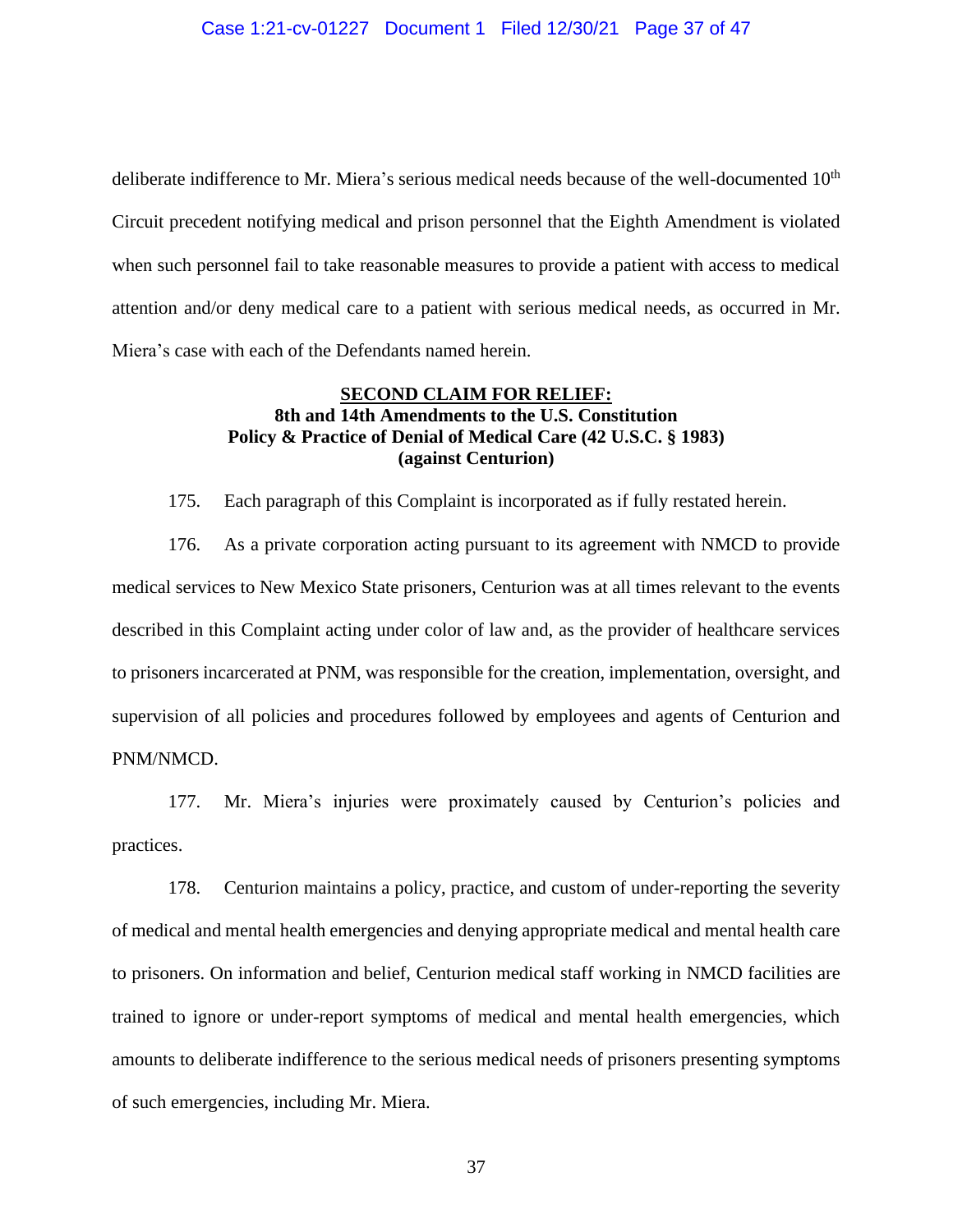deliberate indifference to Mr. Miera's serious medical needs because of the well-documented 10th Circuit precedent notifying medical and prison personnel that the Eighth Amendment is violated when such personnel fail to take reasonable measures to provide a patient with access to medical attention and/or deny medical care to a patient with serious medical needs, as occurred in Mr. Miera's case with each of the Defendants named herein.

**<u>SECOND CLAIM FOR RELIEF:</u>**
**8th and 14th Amendments to the U.S. Constitution**
**Policy & Practice of Denial of Medical Care (42 U.S.C. § 1983)**
**(against Centurion)**

175. Each paragraph of this Complaint is incorporated as if fully restated herein.

176. As a private corporation acting pursuant to its agreement with NMCD to provide medical services to New Mexico State prisoners, Centurion was at all times relevant to the events described in this Complaint acting under color of law and, as the provider of healthcare services to prisoners incarcerated at PNM, was responsible for the creation, implementation, oversight, and supervision of all policies and procedures followed by employees and agents of Centurion and PNM/NMCD.

177. Mr. Miera's injuries were proximately caused by Centurion's policies and practices.

178. Centurion maintains a policy, practice, and custom of under-reporting the severity of medical and mental health emergencies and denying appropriate medical and mental health care to prisoners. On information and belief, Centurion medical staff working in NMCD facilities are trained to ignore or under-report symptoms of medical and mental health emergencies, which amounts to deliberate indifference to the serious medical needs of prisoners presenting symptoms of such emergencies, including Mr. Miera.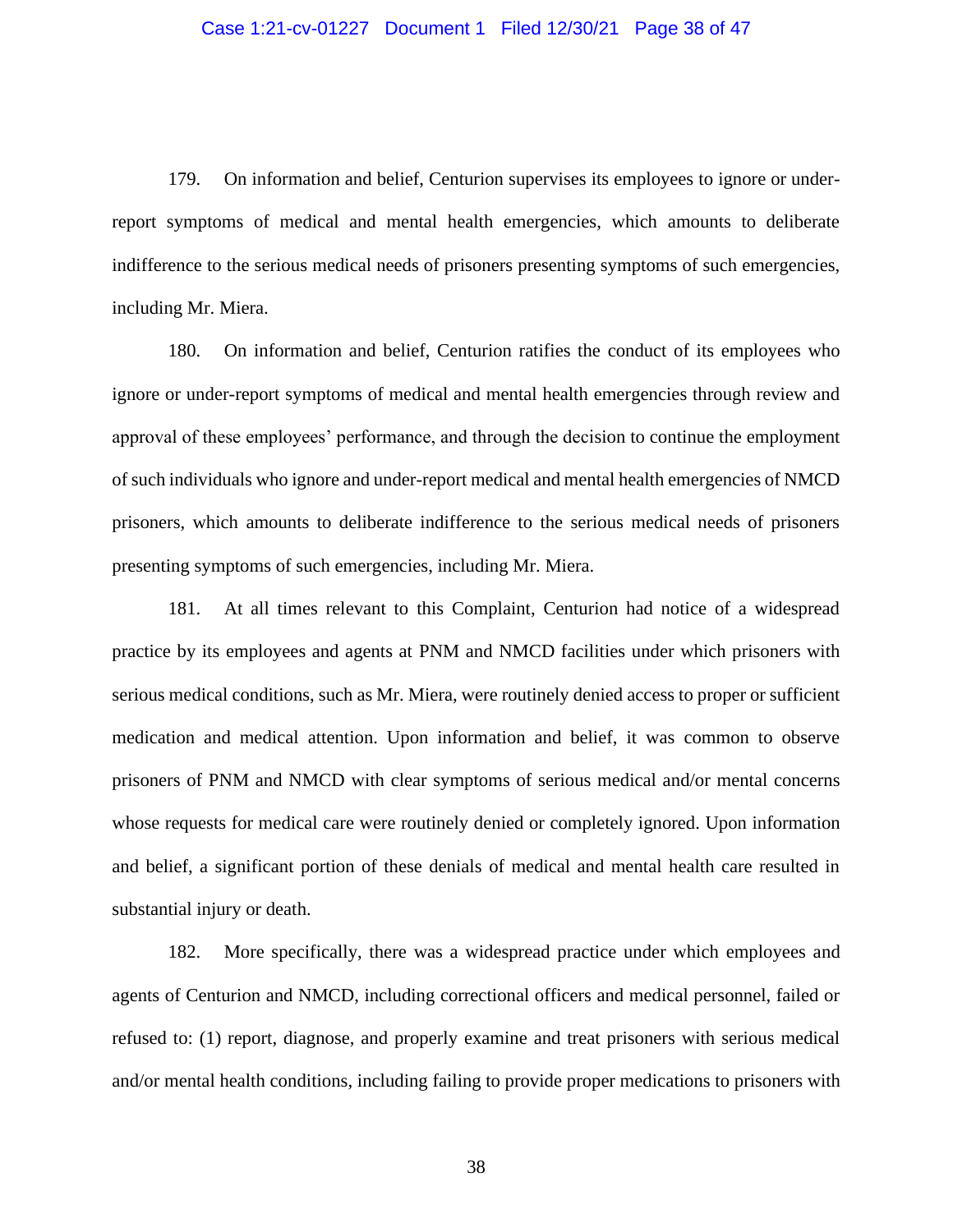179. On information and belief, Centurion supervises its employees to ignore or under-report symptoms of medical and mental health emergencies, which amounts to deliberate indifference to the serious medical needs of prisoners presenting symptoms of such emergencies, including Mr. Miera.

180. On information and belief, Centurion ratifies the conduct of its employees who ignore or under-report symptoms of medical and mental health emergencies through review and approval of these employees' performance, and through the decision to continue the employment of such individuals who ignore and under-report medical and mental health emergencies of NMCD prisoners, which amounts to deliberate indifference to the serious medical needs of prisoners presenting symptoms of such emergencies, including Mr. Miera.

181. At all times relevant to this Complaint, Centurion had notice of a widespread practice by its employees and agents at PNM and NMCD facilities under which prisoners with serious medical conditions, such as Mr. Miera, were routinely denied access to proper or sufficient medication and medical attention. Upon information and belief, it was common to observe prisoners of PNM and NMCD with clear symptoms of serious medical and/or mental concerns whose requests for medical care were routinely denied or completely ignored. Upon information and belief, a significant portion of these denials of medical and mental health care resulted in substantial injury or death.

182. More specifically, there was a widespread practice under which employees and agents of Centurion and NMCD, including correctional officers and medical personnel, failed or refused to: (1) report, diagnose, and properly examine and treat prisoners with serious medical and/or mental health conditions, including failing to provide proper medications to prisoners with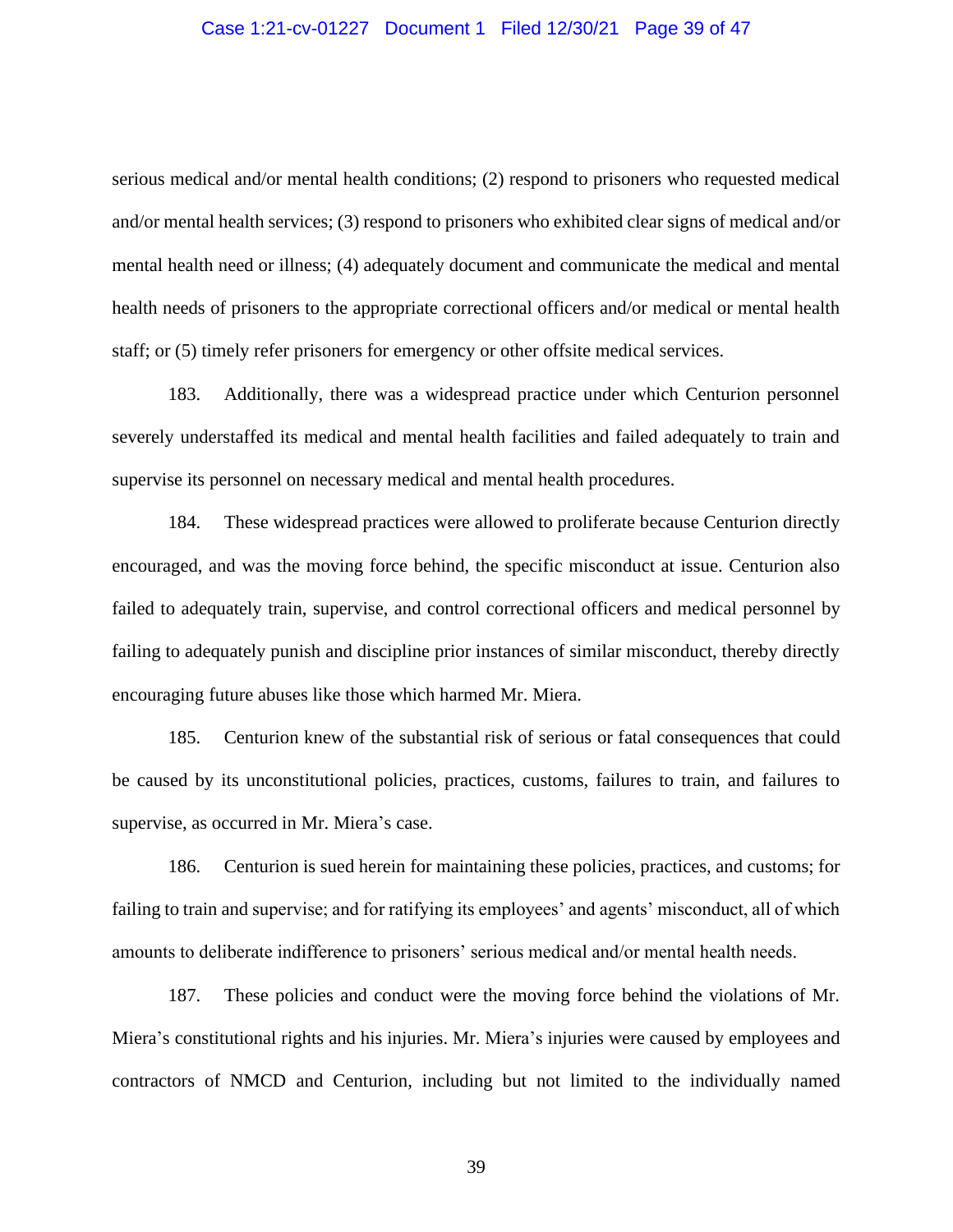serious medical and/or mental health conditions; (2) respond to prisoners who requested medical and/or mental health services; (3) respond to prisoners who exhibited clear signs of medical and/or mental health need or illness; (4) adequately document and communicate the medical and mental health needs of prisoners to the appropriate correctional officers and/or medical or mental health staff; or (5) timely refer prisoners for emergency or other offsite medical services.

183. Additionally, there was a widespread practice under which Centurion personnel severely understaffed its medical and mental health facilities and failed adequately to train and supervise its personnel on necessary medical and mental health procedures.

184. These widespread practices were allowed to proliferate because Centurion directly encouraged, and was the moving force behind, the specific misconduct at issue. Centurion also failed to adequately train, supervise, and control correctional officers and medical personnel by failing to adequately punish and discipline prior instances of similar misconduct, thereby directly encouraging future abuses like those which harmed Mr. Miera.

185. Centurion knew of the substantial risk of serious or fatal consequences that could be caused by its unconstitutional policies, practices, customs, failures to train, and failures to supervise, as occurred in Mr. Miera's case.

186. Centurion is sued herein for maintaining these policies, practices, and customs; for failing to train and supervise; and for ratifying its employees' and agents' misconduct, all of which amounts to deliberate indifference to prisoners' serious medical and/or mental health needs.

187. These policies and conduct were the moving force behind the violations of Mr. Miera's constitutional rights and his injuries. Mr. Miera's injuries were caused by employees and contractors of NMCD and Centurion, including but not limited to the individually named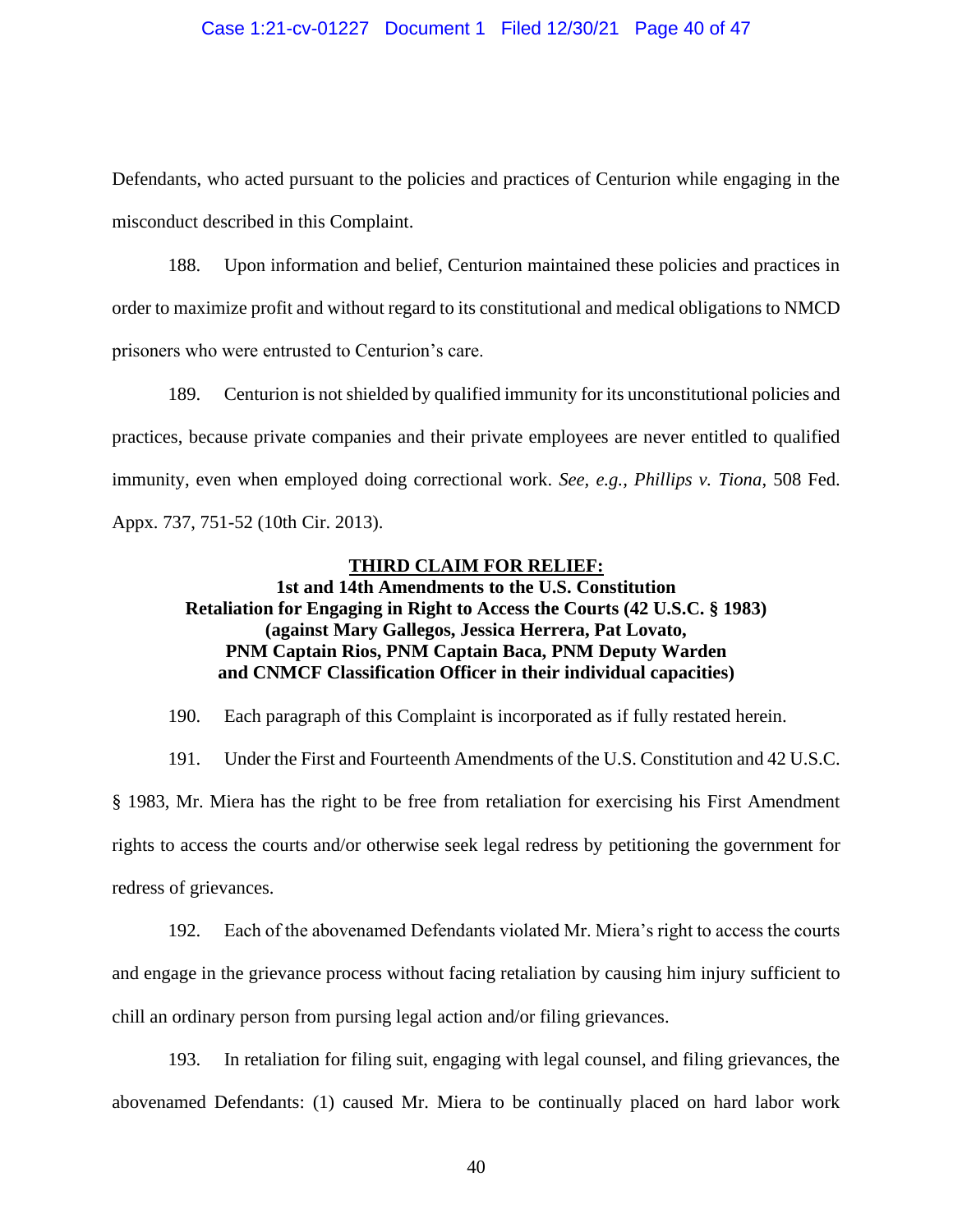Defendants, who acted pursuant to the policies and practices of Centurion while engaging in the misconduct described in this Complaint.

188. Upon information and belief, Centurion maintained these policies and practices in order to maximize profit and without regard to its constitutional and medical obligations to NMCD prisoners who were entrusted to Centurion's care.

189. Centurion is not shielded by qualified immunity for its unconstitutional policies and practices, because private companies and their private employees are never entitled to qualified immunity, even when employed doing correctional work. *See, e.g., Phillips v. Tiona*, 508 Fed. Appx. 737, 751-52 (10th Cir. 2013).

## <u>THIRD CLAIM FOR RELIEF:</u>

**1st and 14th Amendments to the U.S. Constitution**
**Retaliation for Engaging in Right to Access the Courts (42 U.S.C. § 1983)**
**(against Mary Gallegos, Jessica Herrera, Pat Lovato, PNM Captain Rios, PNM Captain Baca, PNM Deputy Warden and CNMCF Classification Officer in their individual capacities)**

190. Each paragraph of this Complaint is incorporated as if fully restated herein.

191. Under the First and Fourteenth Amendments of the U.S. Constitution and 42 U.S.C. § 1983, Mr. Miera has the right to be free from retaliation for exercising his First Amendment rights to access the courts and/or otherwise seek legal redress by petitioning the government for redress of grievances.

192. Each of the abovenamed Defendants violated Mr. Miera's right to access the courts and engage in the grievance process without facing retaliation by causing him injury sufficient to chill an ordinary person from pursing legal action and/or filing grievances.

193. In retaliation for filing suit, engaging with legal counsel, and filing grievances, the abovenamed Defendants: (1) caused Mr. Miera to be continually placed on hard labor work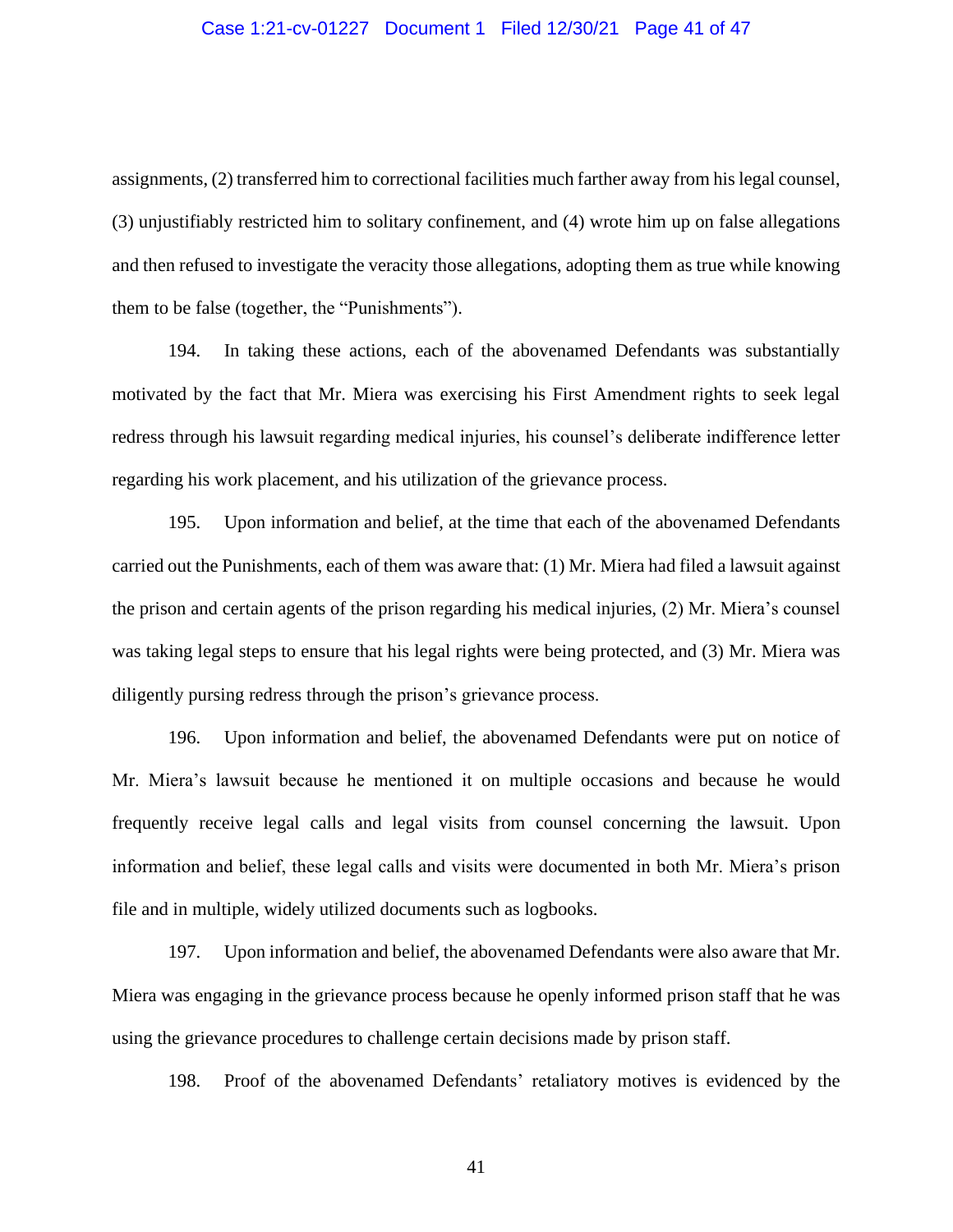assignments, (2) transferred him to correctional facilities much farther away from his legal counsel, (3) unjustifiably restricted him to solitary confinement, and (4) wrote him up on false allegations and then refused to investigate the veracity those allegations, adopting them as true while knowing them to be false (together, the "Punishments").

194. In taking these actions, each of the abovenamed Defendants was substantially motivated by the fact that Mr. Miera was exercising his First Amendment rights to seek legal redress through his lawsuit regarding medical injuries, his counsel's deliberate indifference letter regarding his work placement, and his utilization of the grievance process.

195. Upon information and belief, at the time that each of the abovenamed Defendants carried out the Punishments, each of them was aware that: (1) Mr. Miera had filed a lawsuit against the prison and certain agents of the prison regarding his medical injuries, (2) Mr. Miera's counsel was taking legal steps to ensure that his legal rights were being protected, and (3) Mr. Miera was diligently pursing redress through the prison's grievance process.

196. Upon information and belief, the abovenamed Defendants were put on notice of Mr. Miera's lawsuit because he mentioned it on multiple occasions and because he would frequently receive legal calls and legal visits from counsel concerning the lawsuit. Upon information and belief, these legal calls and visits were documented in both Mr. Miera's prison file and in multiple, widely utilized documents such as logbooks.

197. Upon information and belief, the abovenamed Defendants were also aware that Mr. Miera was engaging in the grievance process because he openly informed prison staff that he was using the grievance procedures to challenge certain decisions made by prison staff.

198. Proof of the abovenamed Defendants' retaliatory motives is evidenced by the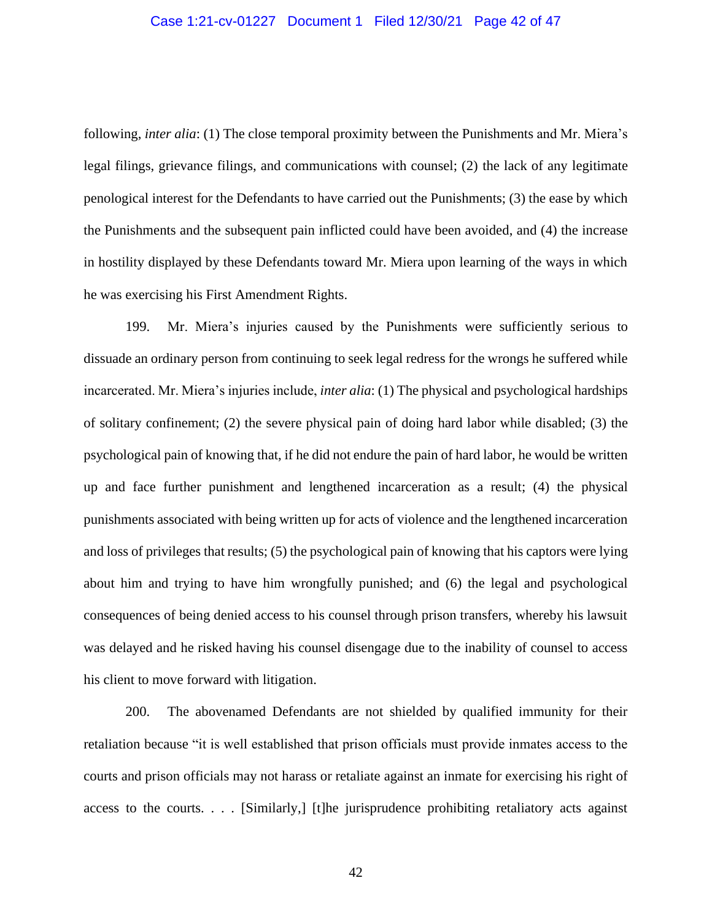following, *inter alia*: (1) The close temporal proximity between the Punishments and Mr. Miera's legal filings, grievance filings, and communications with counsel; (2) the lack of any legitimate penological interest for the Defendants to have carried out the Punishments; (3) the ease by which the Punishments and the subsequent pain inflicted could have been avoided, and (4) the increase in hostility displayed by these Defendants toward Mr. Miera upon learning of the ways in which he was exercising his First Amendment Rights.

199. Mr. Miera's injuries caused by the Punishments were sufficiently serious to dissuade an ordinary person from continuing to seek legal redress for the wrongs he suffered while incarcerated. Mr. Miera's injuries include, *inter alia*: (1) The physical and psychological hardships of solitary confinement; (2) the severe physical pain of doing hard labor while disabled; (3) the psychological pain of knowing that, if he did not endure the pain of hard labor, he would be written up and face further punishment and lengthened incarceration as a result; (4) the physical punishments associated with being written up for acts of violence and the lengthened incarceration and loss of privileges that results; (5) the psychological pain of knowing that his captors were lying about him and trying to have him wrongfully punished; and (6) the legal and psychological consequences of being denied access to his counsel through prison transfers, whereby his lawsuit was delayed and he risked having his counsel disengage due to the inability of counsel to access his client to move forward with litigation.

200. The abovenamed Defendants are not shielded by qualified immunity for their retaliation because "it is well established that prison officials must provide inmates access to the courts and prison officials may not harass or retaliate against an inmate for exercising his right of access to the courts. . . . [Similarly,] [t]he jurisprudence prohibiting retaliatory acts against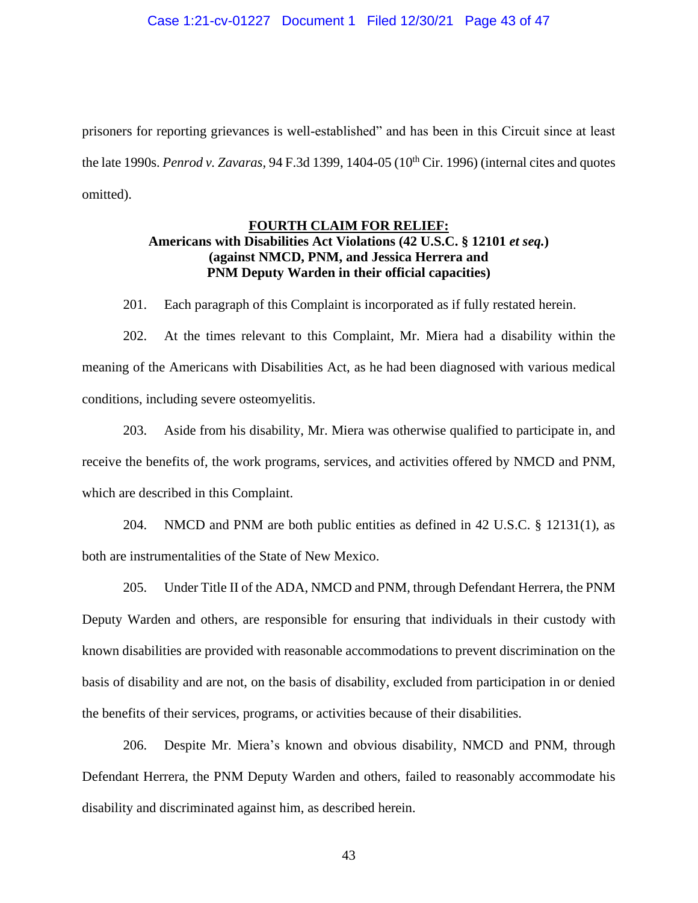prisoners for reporting grievances is well-established" and has been in this Circuit since at least the late 1990s. *Penrod v. Zavaras*, 94 F.3d 1399, 1404-05 (10th Cir. 1996) (internal cites and quotes omitted).

**FOURTH CLAIM FOR RELIEF:**
**Americans with Disabilities Act Violations (42 U.S.C. § 12101 *et seq.*)**
**(against NMCD, PNM, and Jessica Herrera and**
**PNM Deputy Warden in their official capacities)**

201. Each paragraph of this Complaint is incorporated as if fully restated herein.

202. At the times relevant to this Complaint, Mr. Miera had a disability within the meaning of the Americans with Disabilities Act, as he had been diagnosed with various medical conditions, including severe osteomyelitis.

203. Aside from his disability, Mr. Miera was otherwise qualified to participate in, and receive the benefits of, the work programs, services, and activities offered by NMCD and PNM, which are described in this Complaint.

204. NMCD and PNM are both public entities as defined in 42 U.S.C. § 12131(1), as both are instrumentalities of the State of New Mexico.

205. Under Title II of the ADA, NMCD and PNM, through Defendant Herrera, the PNM Deputy Warden and others, are responsible for ensuring that individuals in their custody with known disabilities are provided with reasonable accommodations to prevent discrimination on the basis of disability and are not, on the basis of disability, excluded from participation in or denied the benefits of their services, programs, or activities because of their disabilities.

206. Despite Mr. Miera's known and obvious disability, NMCD and PNM, through Defendant Herrera, the PNM Deputy Warden and others, failed to reasonably accommodate his disability and discriminated against him, as described herein.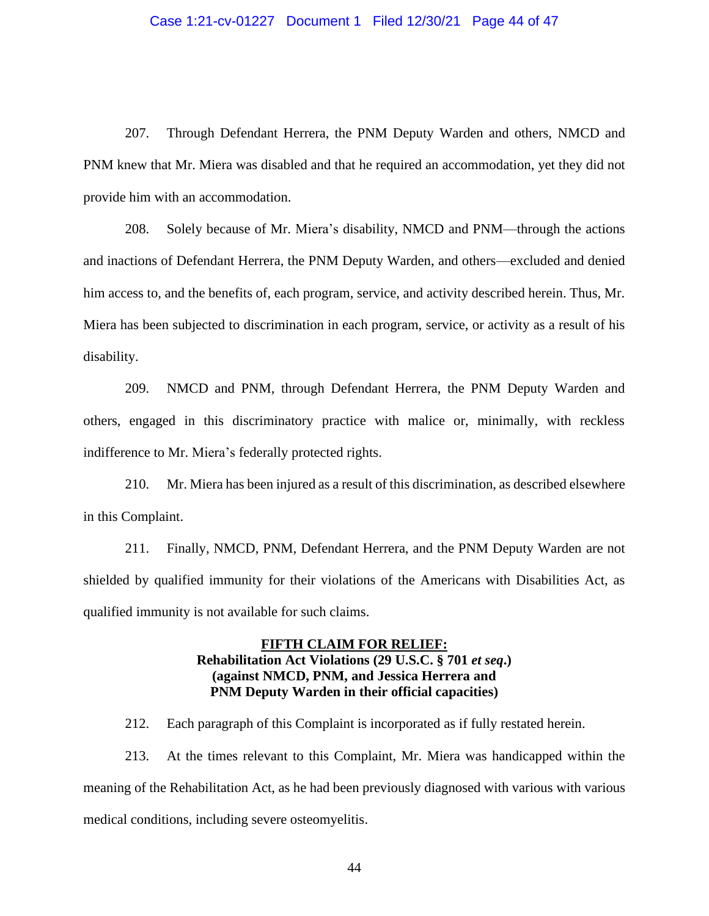207. Through Defendant Herrera, the PNM Deputy Warden and others, NMCD and PNM knew that Mr. Miera was disabled and that he required an accommodation, yet they did not provide him with an accommodation.

208. Solely because of Mr. Miera's disability, NMCD and PNM—through the actions and inactions of Defendant Herrera, the PNM Deputy Warden, and others—excluded and denied him access to, and the benefits of, each program, service, and activity described herein. Thus, Mr. Miera has been subjected to discrimination in each program, service, or activity as a result of his disability.

209. NMCD and PNM, through Defendant Herrera, the PNM Deputy Warden and others, engaged in this discriminatory practice with malice or, minimally, with reckless indifference to Mr. Miera's federally protected rights.

210. Mr. Miera has been injured as a result of this discrimination, as described elsewhere in this Complaint.

211. Finally, NMCD, PNM, Defendant Herrera, and the PNM Deputy Warden are not shielded by qualified immunity for their violations of the Americans with Disabilities Act, as qualified immunity is not available for such claims.

**FIFTH CLAIM FOR RELIEF:**
**Rehabilitation Act Violations (29 U.S.C. § 701 *et seq*.)**
**(against NMCD, PNM, and Jessica Herrera and**
**PNM Deputy Warden in their official capacities)**

212. Each paragraph of this Complaint is incorporated as if fully restated herein.

213. At the times relevant to this Complaint, Mr. Miera was handicapped within the meaning of the Rehabilitation Act, as he had been previously diagnosed with various with various medical conditions, including severe osteomyelitis.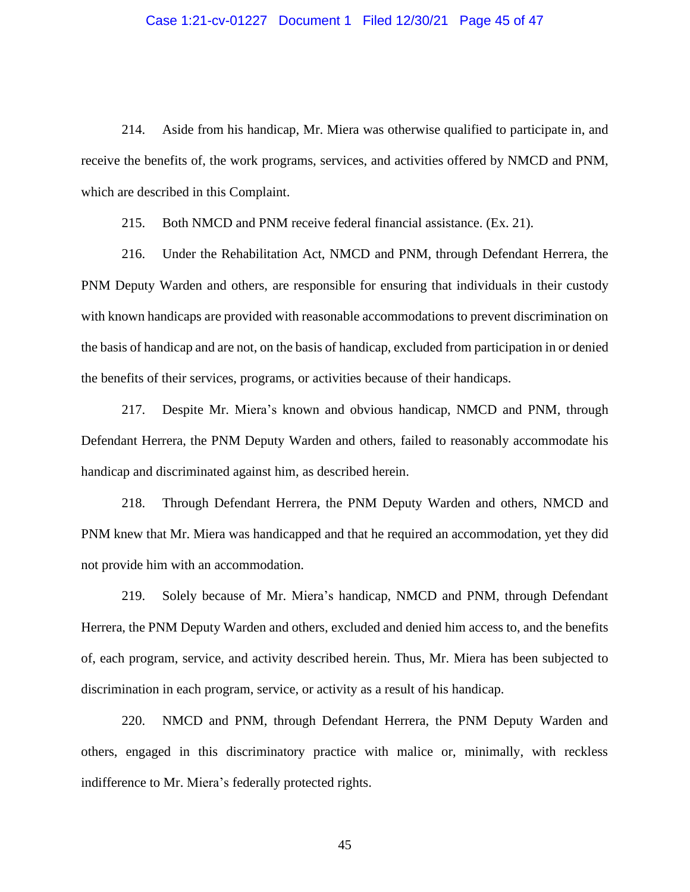214. Aside from his handicap, Mr. Miera was otherwise qualified to participate in, and receive the benefits of, the work programs, services, and activities offered by NMCD and PNM, which are described in this Complaint.

215. Both NMCD and PNM receive federal financial assistance. (Ex. 21).

216. Under the Rehabilitation Act, NMCD and PNM, through Defendant Herrera, the PNM Deputy Warden and others, are responsible for ensuring that individuals in their custody with known handicaps are provided with reasonable accommodations to prevent discrimination on the basis of handicap and are not, on the basis of handicap, excluded from participation in or denied the benefits of their services, programs, or activities because of their handicaps.

217. Despite Mr. Miera's known and obvious handicap, NMCD and PNM, through Defendant Herrera, the PNM Deputy Warden and others, failed to reasonably accommodate his handicap and discriminated against him, as described herein.

218. Through Defendant Herrera, the PNM Deputy Warden and others, NMCD and PNM knew that Mr. Miera was handicapped and that he required an accommodation, yet they did not provide him with an accommodation.

219. Solely because of Mr. Miera's handicap, NMCD and PNM, through Defendant Herrera, the PNM Deputy Warden and others, excluded and denied him access to, and the benefits of, each program, service, and activity described herein. Thus, Mr. Miera has been subjected to discrimination in each program, service, or activity as a result of his handicap.

220. NMCD and PNM, through Defendant Herrera, the PNM Deputy Warden and others, engaged in this discriminatory practice with malice or, minimally, with reckless indifference to Mr. Miera's federally protected rights.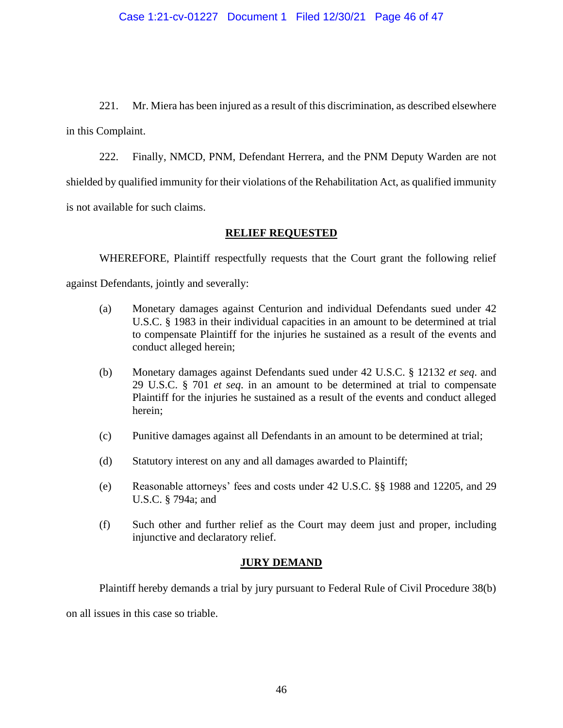221. Mr. Miera has been injured as a result of this discrimination, as described elsewhere in this Complaint.

222. Finally, NMCD, PNM, Defendant Herrera, and the PNM Deputy Warden are not shielded by qualified immunity for their violations of the Rehabilitation Act, as qualified immunity is not available for such claims.

## RELIEF REQUESTED

WHEREFORE, Plaintiff respectfully requests that the Court grant the following relief against Defendants, jointly and severally:

(a) Monetary damages against Centurion and individual Defendants sued under 42 U.S.C. § 1983 in their individual capacities in an amount to be determined at trial to compensate Plaintiff for the injuries he sustained as a result of the events and conduct alleged herein;

(b) Monetary damages against Defendants sued under 42 U.S.C. § 12132 *et seq*. and 29 U.S.C. § 701 *et seq.* in an amount to be determined at trial to compensate Plaintiff for the injuries he sustained as a result of the events and conduct alleged herein;

(c) Punitive damages against all Defendants in an amount to be determined at trial;

(d) Statutory interest on any and all damages awarded to Plaintiff;

(e) Reasonable attorneys' fees and costs under 42 U.S.C. §§ 1988 and 12205, and 29 U.S.C. § 794a; and

(f) Such other and further relief as the Court may deem just and proper, including injunctive and declaratory relief.

## JURY DEMAND

Plaintiff hereby demands a trial by jury pursuant to Federal Rule of Civil Procedure 38(b) on all issues in this case so triable.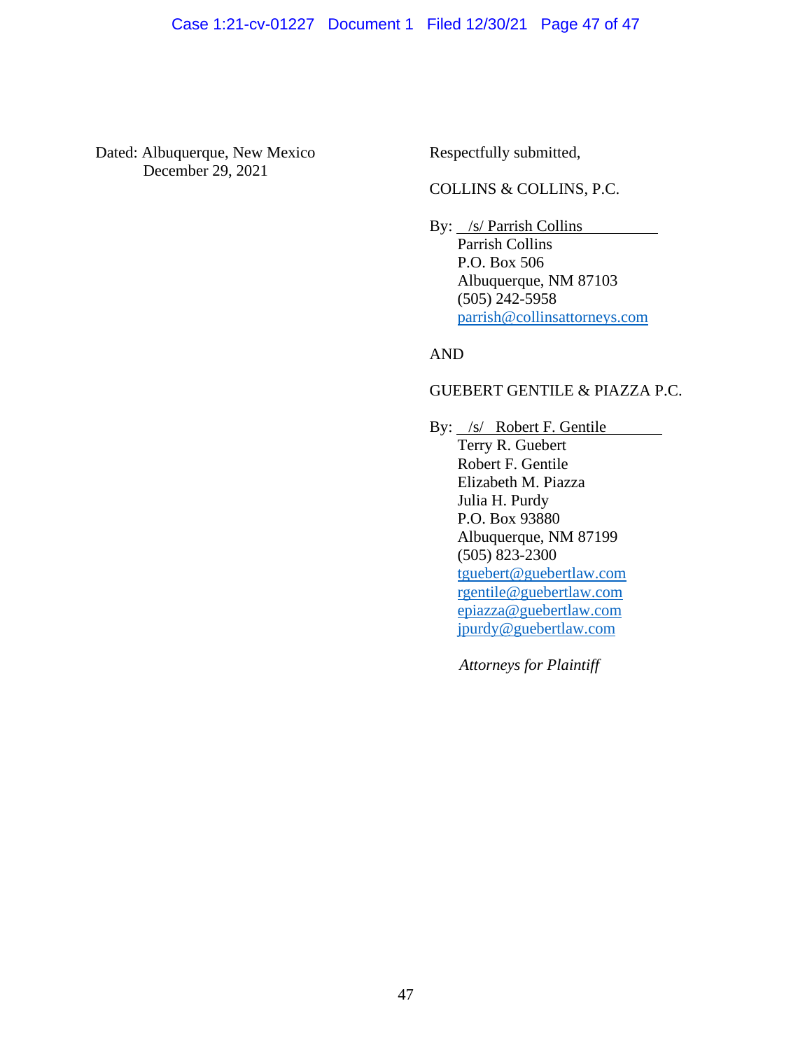Dated: Albuquerque, New Mexico
December 29, 2021

Respectfully submitted,

COLLINS & COLLINS, P.C.

By: /s/ Parrish Collins
Parrish Collins
P.O. Box 506
Albuquerque, NM 87103
(505) 242-5958
parrish@collinsattorneys.com

AND

GUEBERT GENTILE & PIAZZA P.C.

By: /s/ Robert F. Gentile
Terry R. Guebert
Robert F. Gentile
Elizabeth M. Piazza
Julia H. Purdy
P.O. Box 93880
Albuquerque, NM 87199
(505) 823-2300
tguebert@guebertlaw.com
rgentile@guebertlaw.com
epiazza@guebertlaw.com
jpurdy@guebertlaw.com

*Attorneys for Plaintiff*